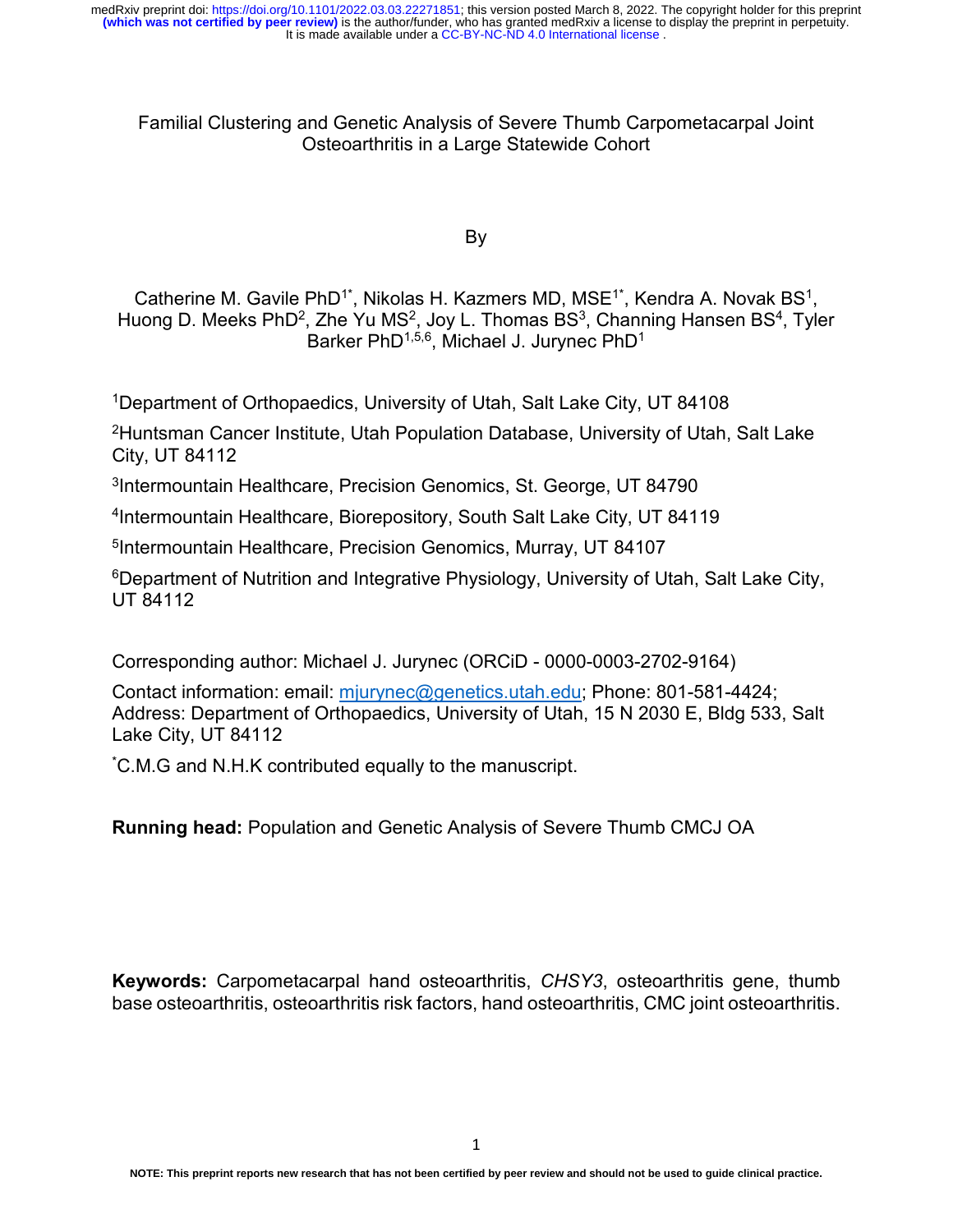# Familial Clustering and Genetic Analysis of Severe Thumb Carpometacarpal Joint Osteoarthritis in a Large Statewide Cohort

By

Catherine M. Gavile PhD[1*], Nikolas H. Kazmers MD, MSE[1*], Kendra A. Novak BS[1], Huong D. Meeks PhD[2], Zhe Yu MS[2], Joy L. Thomas BS[3], Channing Hansen BS[4], Tyler Barker PhD[1,5,6], Michael J. Jurynec PhD[1]

[1]Department of Orthopaedics, University of Utah, Salt Lake City, UT 84108

[2]Huntsman Cancer Institute, Utah Population Database, University of Utah, Salt Lake City, UT 84112

[3]Intermountain Healthcare, Precision Genomics, St. George, UT 84790

[4]Intermountain Healthcare, Biorepository, South Salt Lake City, UT 84119

[5]Intermountain Healthcare, Precision Genomics, Murray, UT 84107

[6]Department of Nutrition and Integrative Physiology, University of Utah, Salt Lake City, UT 84112

Corresponding author: Michael J. Jurynec (ORCiD - 0000-0003-2702-9164)

Contact information: email: mjurynec@genetics.utah.edu; Phone: 801-581-4424; Address: Department of Orthopaedics, University of Utah, 15 N 2030 E, Bldg 533, Salt Lake City, UT 84112

*C.M.G and N.H.K contributed equally to the manuscript.

**Running head:** Population and Genetic Analysis of Severe Thumb CMCJ OA

**Keywords:** Carpometacarpal hand osteoarthritis, *CHSY3*, osteoarthritis gene, thumb base osteoarthritis, osteoarthritis risk factors, hand osteoarthritis, CMC joint osteoarthritis.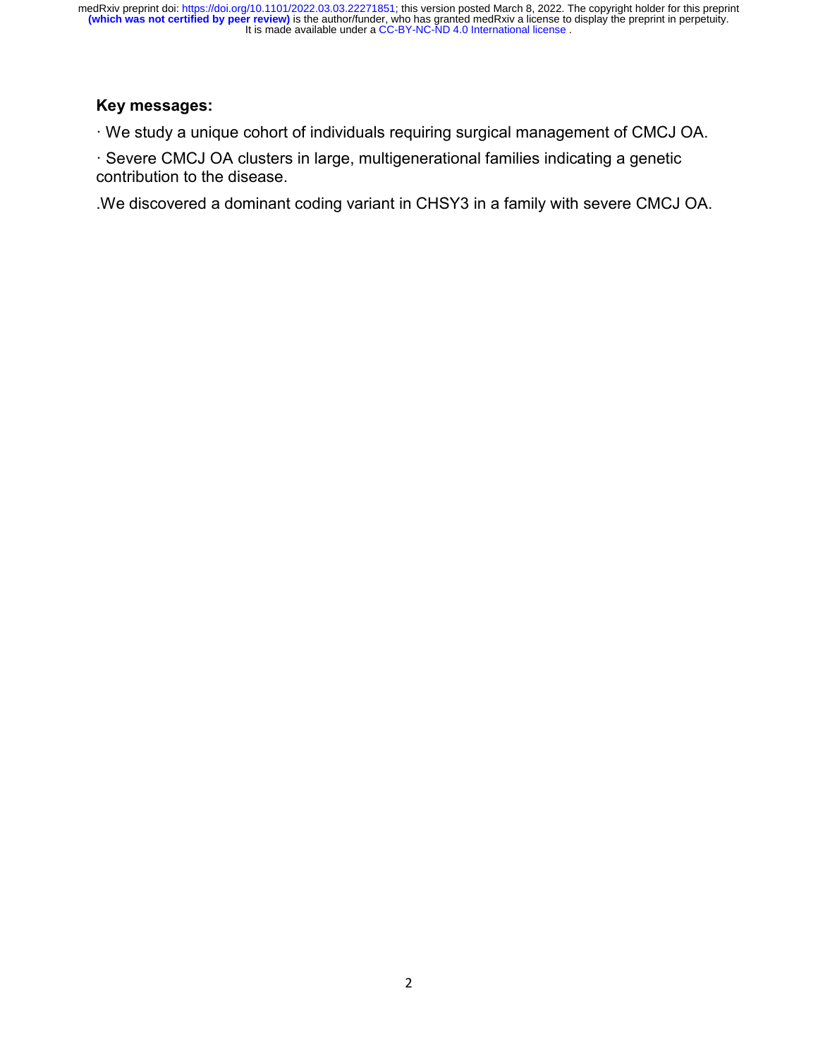**Key messages:**

· We study a unique cohort of individuals requiring surgical management of CMCJ OA.

· Severe CMCJ OA clusters in large, multigenerational families indicating a genetic contribution to the disease.

.We discovered a dominant coding variant in CHSY3 in a family with severe CMCJ OA.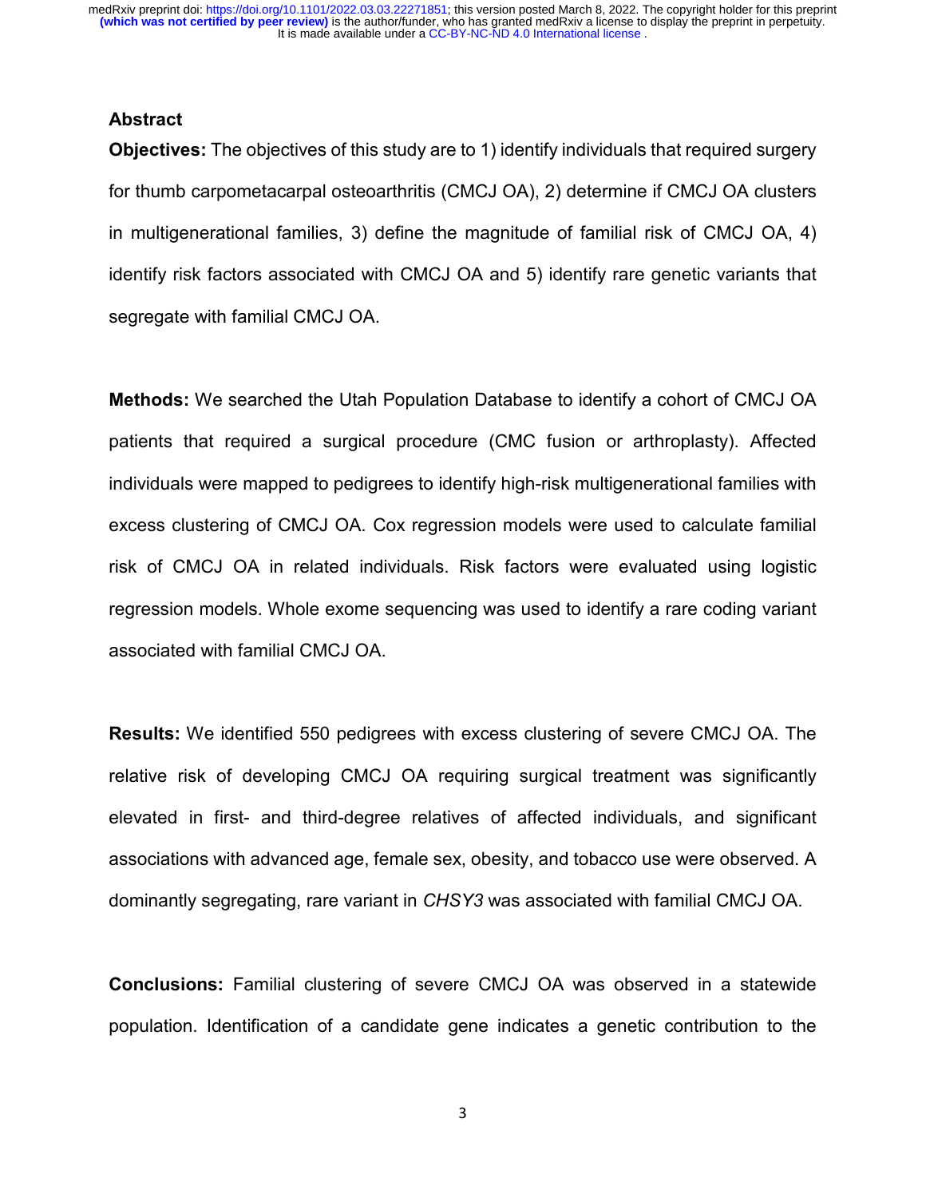## Abstract

**Objectives:** The objectives of this study are to 1) identify individuals that required surgery for thumb carpometacarpal osteoarthritis (CMCJ OA), 2) determine if CMCJ OA clusters in multigenerational families, 3) define the magnitude of familial risk of CMCJ OA, 4) identify risk factors associated with CMCJ OA and 5) identify rare genetic variants that segregate with familial CMCJ OA.

**Methods:** We searched the Utah Population Database to identify a cohort of CMCJ OA patients that required a surgical procedure (CMC fusion or arthroplasty). Affected individuals were mapped to pedigrees to identify high-risk multigenerational families with excess clustering of CMCJ OA. Cox regression models were used to calculate familial risk of CMCJ OA in related individuals. Risk factors were evaluated using logistic regression models. Whole exome sequencing was used to identify a rare coding variant associated with familial CMCJ OA.

**Results:** We identified 550 pedigrees with excess clustering of severe CMCJ OA. The relative risk of developing CMCJ OA requiring surgical treatment was significantly elevated in first- and third-degree relatives of affected individuals, and significant associations with advanced age, female sex, obesity, and tobacco use were observed. A dominantly segregating, rare variant in *CHSY3* was associated with familial CMCJ OA.

**Conclusions:** Familial clustering of severe CMCJ OA was observed in a statewide population. Identification of a candidate gene indicates a genetic contribution to the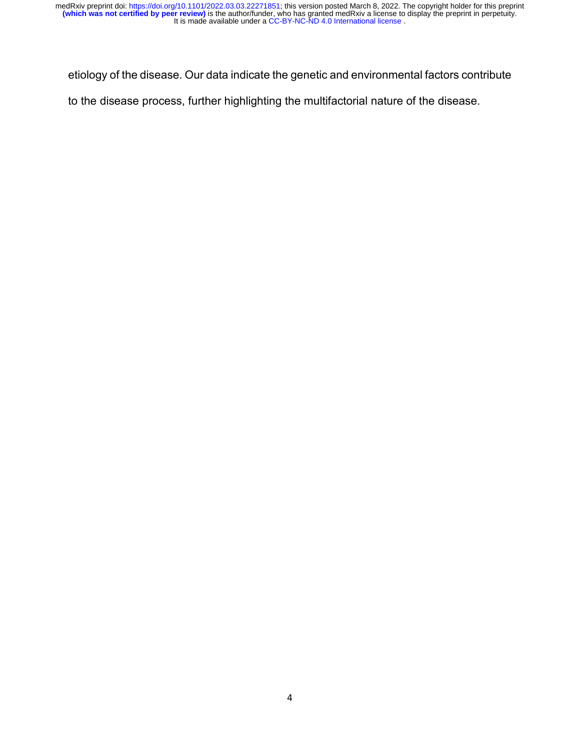etiology of the disease. Our data indicate the genetic and environmental factors contribute to the disease process, further highlighting the multifactorial nature of the disease.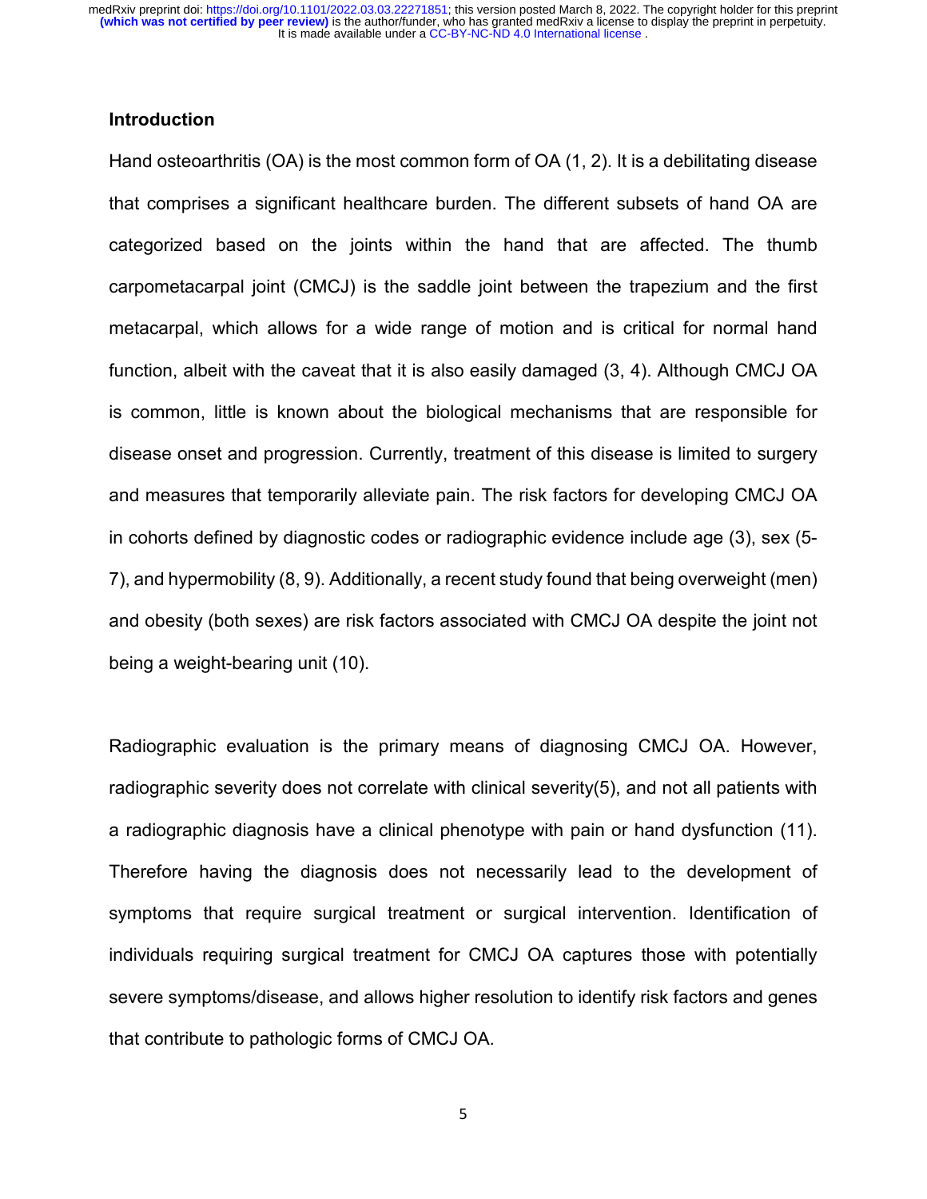## Introduction

Hand osteoarthritis (OA) is the most common form of OA (1, 2). It is a debilitating disease that comprises a significant healthcare burden. The different subsets of hand OA are categorized based on the joints within the hand that are affected. The thumb carpometacarpal joint (CMCJ) is the saddle joint between the trapezium and the first metacarpal, which allows for a wide range of motion and is critical for normal hand function, albeit with the caveat that it is also easily damaged (3, 4). Although CMCJ OA is common, little is known about the biological mechanisms that are responsible for disease onset and progression. Currently, treatment of this disease is limited to surgery and measures that temporarily alleviate pain. The risk factors for developing CMCJ OA in cohorts defined by diagnostic codes or radiographic evidence include age (3), sex (5-7), and hypermobility (8, 9). Additionally, a recent study found that being overweight (men) and obesity (both sexes) are risk factors associated with CMCJ OA despite the joint not being a weight-bearing unit (10).

Radiographic evaluation is the primary means of diagnosing CMCJ OA. However, radiographic severity does not correlate with clinical severity(5), and not all patients with a radiographic diagnosis have a clinical phenotype with pain or hand dysfunction (11). Therefore having the diagnosis does not necessarily lead to the development of symptoms that require surgical treatment or surgical intervention. Identification of individuals requiring surgical treatment for CMCJ OA captures those with potentially severe symptoms/disease, and allows higher resolution to identify risk factors and genes that contribute to pathologic forms of CMCJ OA.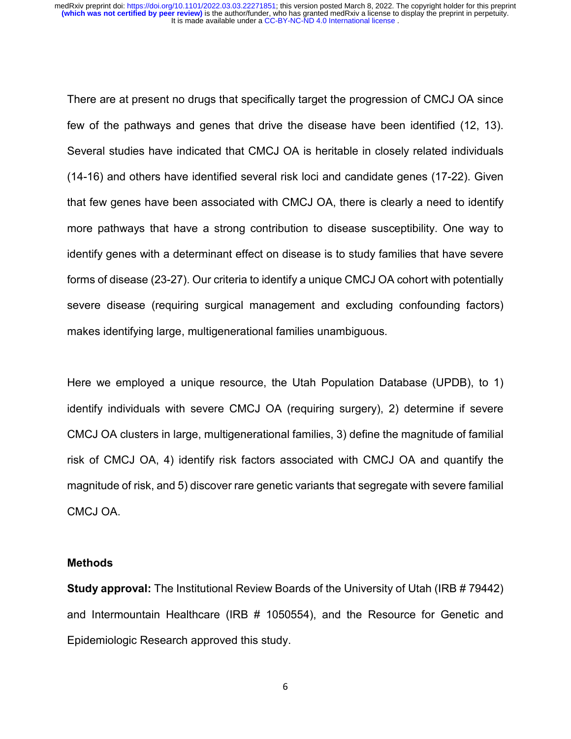There are at present no drugs that specifically target the progression of CMCJ OA since few of the pathways and genes that drive the disease have been identified (12, 13). Several studies have indicated that CMCJ OA is heritable in closely related individuals (14-16) and others have identified several risk loci and candidate genes (17-22). Given that few genes have been associated with CMCJ OA, there is clearly a need to identify more pathways that have a strong contribution to disease susceptibility. One way to identify genes with a determinant effect on disease is to study families that have severe forms of disease (23-27). Our criteria to identify a unique CMCJ OA cohort with potentially severe disease (requiring surgical management and excluding confounding factors) makes identifying large, multigenerational families unambiguous.

Here we employed a unique resource, the Utah Population Database (UPDB), to 1) identify individuals with severe CMCJ OA (requiring surgery), 2) determine if severe CMCJ OA clusters in large, multigenerational families, 3) define the magnitude of familial risk of CMCJ OA, 4) identify risk factors associated with CMCJ OA and quantify the magnitude of risk, and 5) discover rare genetic variants that segregate with severe familial CMCJ OA.

## Methods

**Study approval:** The Institutional Review Boards of the University of Utah (IRB # 79442) and Intermountain Healthcare (IRB # 1050554), and the Resource for Genetic and Epidemiologic Research approved this study.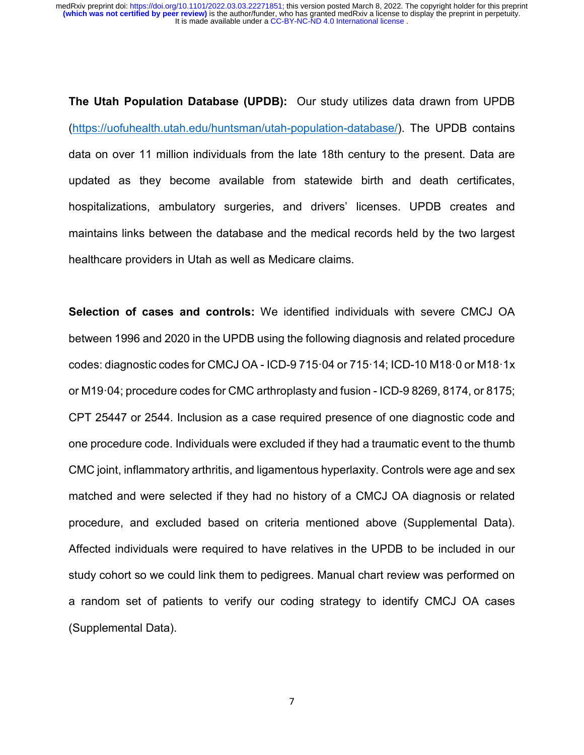**The Utah Population Database (UPDB):** Our study utilizes data drawn from UPDB (https://uofuhealth.utah.edu/huntsman/utah-population-database/). The UPDB contains data on over 11 million individuals from the late 18th century to the present. Data are updated as they become available from statewide birth and death certificates, hospitalizations, ambulatory surgeries, and drivers' licenses. UPDB creates and maintains links between the database and the medical records held by the two largest healthcare providers in Utah as well as Medicare claims.

**Selection of cases and controls:** We identified individuals with severe CMCJ OA between 1996 and 2020 in the UPDB using the following diagnosis and related procedure codes: diagnostic codes for CMCJ OA - ICD-9 715·04 or 715·14; ICD-10 M18·0 or M18·1x or M19·04; procedure codes for CMC arthroplasty and fusion - ICD-9 8269, 8174, or 8175; CPT 25447 or 2544. Inclusion as a case required presence of one diagnostic code and one procedure code. Individuals were excluded if they had a traumatic event to the thumb CMC joint, inflammatory arthritis, and ligamentous hyperlaxity. Controls were age and sex matched and were selected if they had no history of a CMCJ OA diagnosis or related procedure, and excluded based on criteria mentioned above (Supplemental Data). Affected individuals were required to have relatives in the UPDB to be included in our study cohort so we could link them to pedigrees. Manual chart review was performed on a random set of patients to verify our coding strategy to identify CMCJ OA cases (Supplemental Data).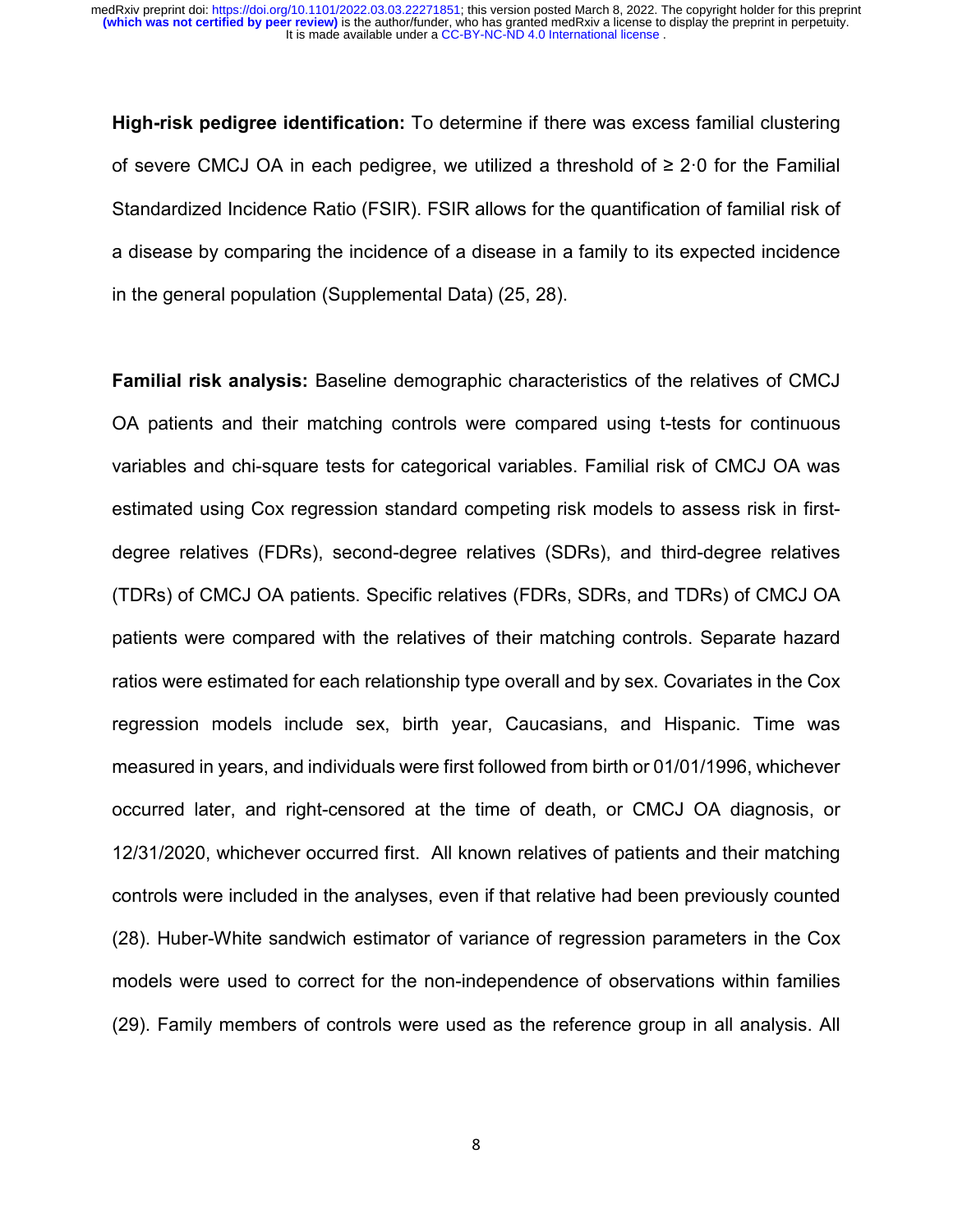**High-risk pedigree identification:** To determine if there was excess familial clustering of severe CMCJ OA in each pedigree, we utilized a threshold of ≥ 2·0 for the Familial Standardized Incidence Ratio (FSIR). FSIR allows for the quantification of familial risk of a disease by comparing the incidence of a disease in a family to its expected incidence in the general population (Supplemental Data) (25, 28).

**Familial risk analysis:** Baseline demographic characteristics of the relatives of CMCJ OA patients and their matching controls were compared using t-tests for continuous variables and chi-square tests for categorical variables. Familial risk of CMCJ OA was estimated using Cox regression standard competing risk models to assess risk in first-degree relatives (FDRs), second-degree relatives (SDRs), and third-degree relatives (TDRs) of CMCJ OA patients. Specific relatives (FDRs, SDRs, and TDRs) of CMCJ OA patients were compared with the relatives of their matching controls. Separate hazard ratios were estimated for each relationship type overall and by sex. Covariates in the Cox regression models include sex, birth year, Caucasians, and Hispanic. Time was measured in years, and individuals were first followed from birth or 01/01/1996, whichever occurred later, and right-censored at the time of death, or CMCJ OA diagnosis, or 12/31/2020, whichever occurred first. All known relatives of patients and their matching controls were included in the analyses, even if that relative had been previously counted (28). Huber-White sandwich estimator of variance of regression parameters in the Cox models were used to correct for the non-independence of observations within families (29). Family members of controls were used as the reference group in all analysis. All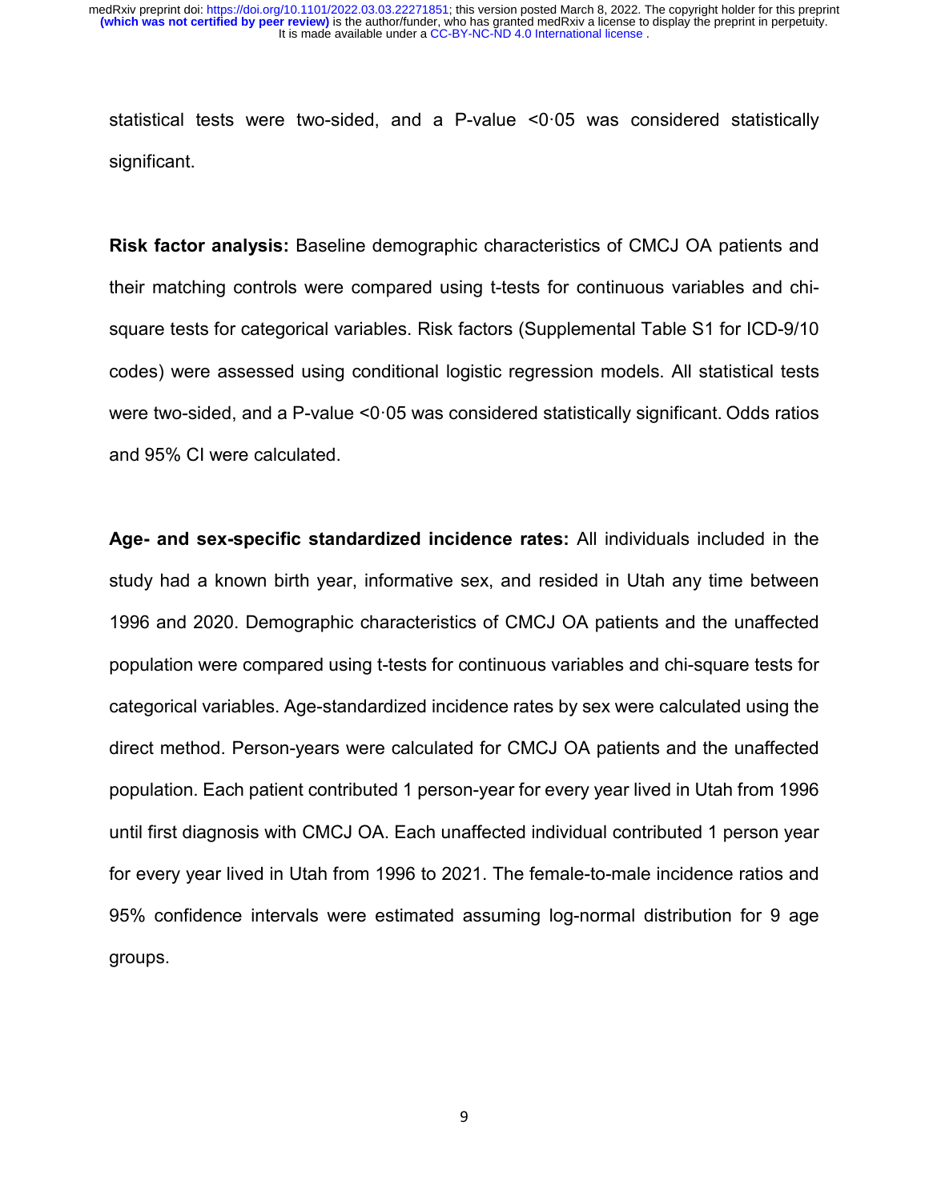statistical tests were two-sided, and a P-value <0·05 was considered statistically significant.

**Risk factor analysis:** Baseline demographic characteristics of CMCJ OA patients and their matching controls were compared using t-tests for continuous variables and chi-square tests for categorical variables. Risk factors (Supplemental Table S1 for ICD-9/10 codes) were assessed using conditional logistic regression models. All statistical tests were two-sided, and a P-value <0·05 was considered statistically significant. Odds ratios and 95% CI were calculated.

**Age- and sex-specific standardized incidence rates:** All individuals included in the study had a known birth year, informative sex, and resided in Utah any time between 1996 and 2020. Demographic characteristics of CMCJ OA patients and the unaffected population were compared using t-tests for continuous variables and chi-square tests for categorical variables. Age-standardized incidence rates by sex were calculated using the direct method. Person-years were calculated for CMCJ OA patients and the unaffected population. Each patient contributed 1 person-year for every year lived in Utah from 1996 until first diagnosis with CMCJ OA. Each unaffected individual contributed 1 person year for every year lived in Utah from 1996 to 2021. The female-to-male incidence ratios and 95% confidence intervals were estimated assuming log-normal distribution for 9 age groups.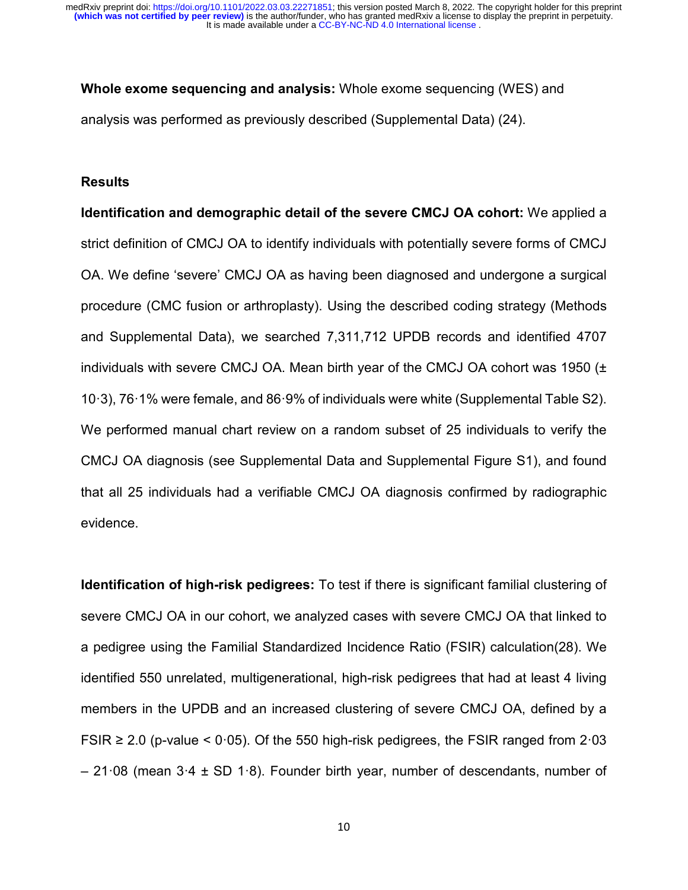**Whole exome sequencing and analysis:** Whole exome sequencing (WES) and analysis was performed as previously described (Supplemental Data) (24).

**Results**

**Identification and demographic detail of the severe CMCJ OA cohort:** We applied a strict definition of CMCJ OA to identify individuals with potentially severe forms of CMCJ OA. We define 'severe' CMCJ OA as having been diagnosed and undergone a surgical procedure (CMC fusion or arthroplasty). Using the described coding strategy (Methods and Supplemental Data), we searched 7,311,712 UPDB records and identified 4707 individuals with severe CMCJ OA. Mean birth year of the CMCJ OA cohort was 1950 (± 10·3), 76·1% were female, and 86·9% of individuals were white (Supplemental Table S2). We performed manual chart review on a random subset of 25 individuals to verify the CMCJ OA diagnosis (see Supplemental Data and Supplemental Figure S1), and found that all 25 individuals had a verifiable CMCJ OA diagnosis confirmed by radiographic evidence.

**Identification of high-risk pedigrees:** To test if there is significant familial clustering of severe CMCJ OA in our cohort, we analyzed cases with severe CMCJ OA that linked to a pedigree using the Familial Standardized Incidence Ratio (FSIR) calculation(28). We identified 550 unrelated, multigenerational, high-risk pedigrees that had at least 4 living members in the UPDB and an increased clustering of severe CMCJ OA, defined by a FSIR ≥ 2.0 (p-value < 0·05). Of the 550 high-risk pedigrees, the FSIR ranged from 2·03 – 21·08 (mean 3·4 ± SD 1·8). Founder birth year, number of descendants, number of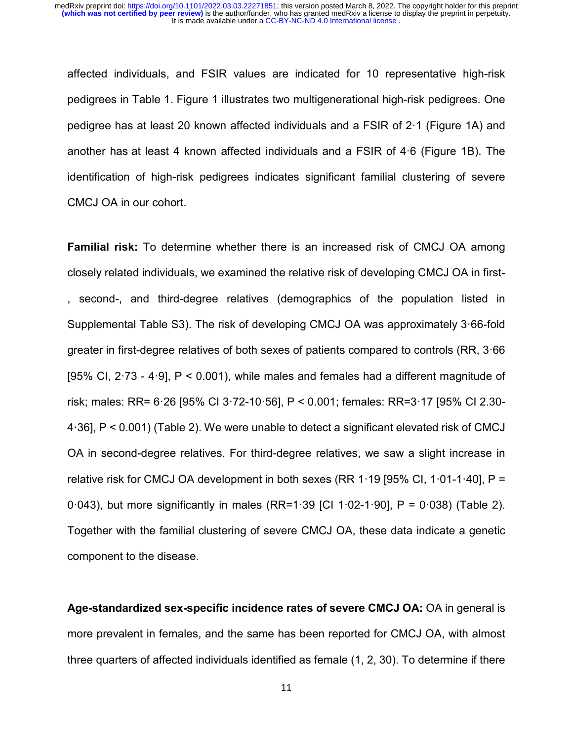affected individuals, and FSIR values are indicated for 10 representative high-risk pedigrees in Table 1. Figure 1 illustrates two multigenerational high-risk pedigrees. One pedigree has at least 20 known affected individuals and a FSIR of 2·1 (Figure 1A) and another has at least 4 known affected individuals and a FSIR of 4·6 (Figure 1B). The identification of high-risk pedigrees indicates significant familial clustering of severe CMCJ OA in our cohort.

**Familial risk:** To determine whether there is an increased risk of CMCJ OA among closely related individuals, we examined the relative risk of developing CMCJ OA in first-, second-, and third-degree relatives (demographics of the population listed in Supplemental Table S3). The risk of developing CMCJ OA was approximately 3·66-fold greater in first-degree relatives of both sexes of patients compared to controls (RR, 3·66 [95% CI, 2·73 - 4·9], $P < 0.001$), while males and females had a different magnitude of risk; males: RR= 6·26 [95% CI 3·72-10·56], $P < 0.001$; females: RR=3·17 [95% CI 2.30-4·36], $P < 0.001$) (Table 2). We were unable to detect a significant elevated risk of CMCJ OA in second-degree relatives. For third-degree relatives, we saw a slight increase in relative risk for CMCJ OA development in both sexes (RR 1·19 [95% CI, 1·01-1·40], P = 0·043), but more significantly in males (RR=1·39 [CI 1·02-1·90], P = 0·038) (Table 2). Together with the familial clustering of severe CMCJ OA, these data indicate a genetic component to the disease.

**Age-standardized sex-specific incidence rates of severe CMCJ OA:** OA in general is more prevalent in females, and the same has been reported for CMCJ OA, with almost three quarters of affected individuals identified as female (1, 2, 30). To determine if there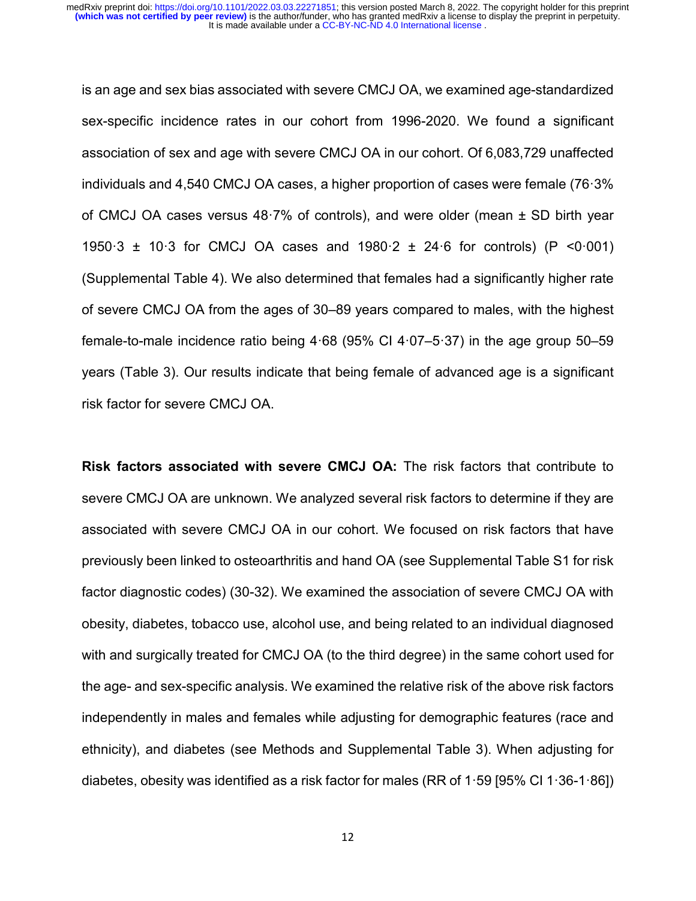is an age and sex bias associated with severe CMCJ OA, we examined age-standardized sex-specific incidence rates in our cohort from 1996-2020. We found a significant association of sex and age with severe CMCJ OA in our cohort. Of 6,083,729 unaffected individuals and 4,540 CMCJ OA cases, a higher proportion of cases were female (76·3% of CMCJ OA cases versus 48·7% of controls), and were older (mean ± SD birth year 1950·3 ± 10·3 for CMCJ OA cases and 1980·2 ± 24·6 for controls) (P <0·001) (Supplemental Table 4). We also determined that females had a significantly higher rate of severe CMCJ OA from the ages of 30–89 years compared to males, with the highest female-to-male incidence ratio being 4·68 (95% CI 4·07–5·37) in the age group 50–59 years (Table 3). Our results indicate that being female of advanced age is a significant risk factor for severe CMCJ OA.

**Risk factors associated with severe CMCJ OA:** The risk factors that contribute to severe CMCJ OA are unknown. We analyzed several risk factors to determine if they are associated with severe CMCJ OA in our cohort. We focused on risk factors that have previously been linked to osteoarthritis and hand OA (see Supplemental Table S1 for risk factor diagnostic codes) (30-32). We examined the association of severe CMCJ OA with obesity, diabetes, tobacco use, alcohol use, and being related to an individual diagnosed with and surgically treated for CMCJ OA (to the third degree) in the same cohort used for the age- and sex-specific analysis. We examined the relative risk of the above risk factors independently in males and females while adjusting for demographic features (race and ethnicity), and diabetes (see Methods and Supplemental Table 3). When adjusting for diabetes, obesity was identified as a risk factor for males (RR of 1·59 [95% CI 1·36-1·86])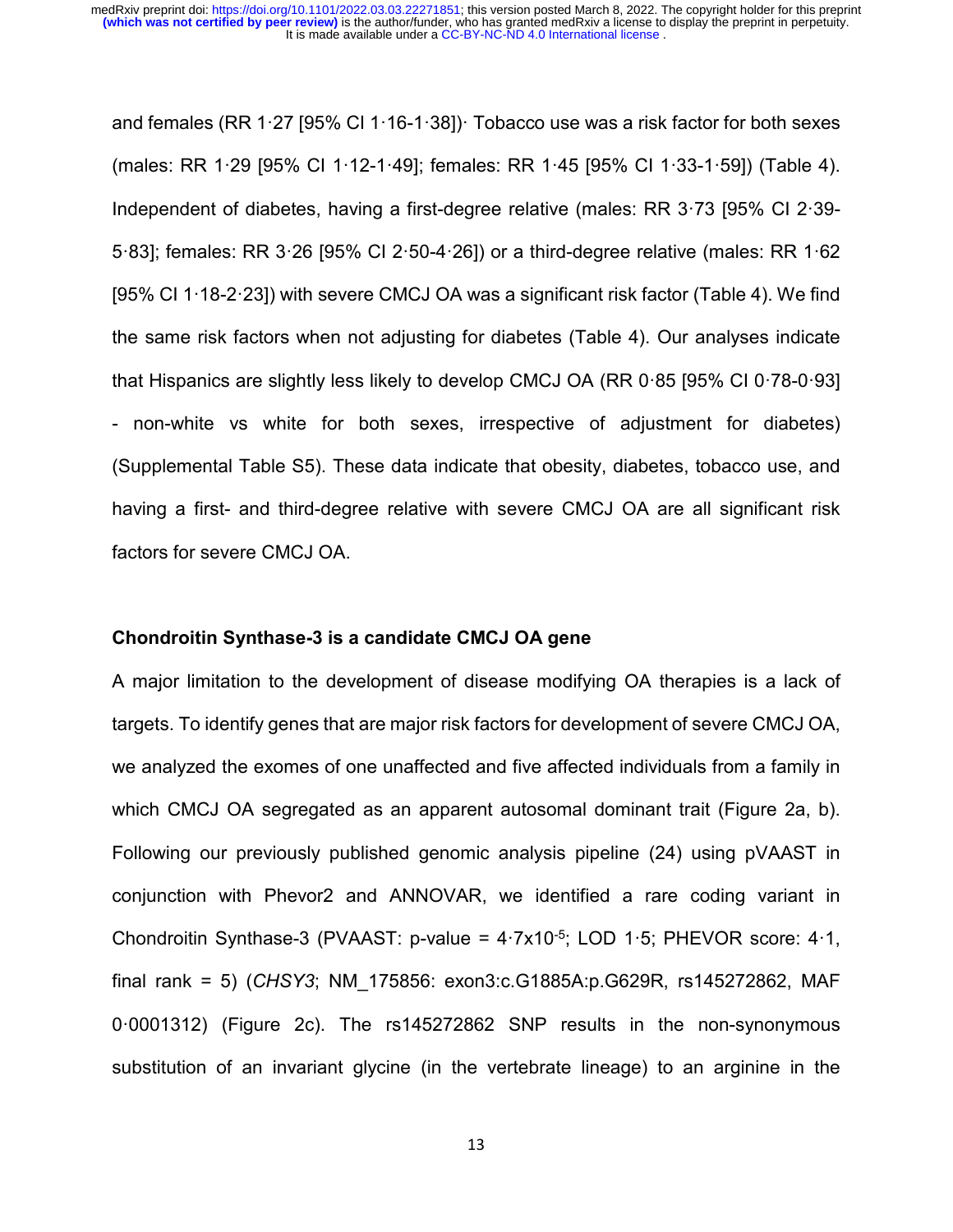and females (RR 1·27 [95% CI 1·16-1·38])· Tobacco use was a risk factor for both sexes (males: RR 1·29 [95% CI 1·12-1·49]; females: RR 1·45 [95% CI 1·33-1·59]) (Table 4). Independent of diabetes, having a first-degree relative (males: RR 3·73 [95% CI 2·39-5·83]; females: RR 3·26 [95% CI 2·50-4·26]) or a third-degree relative (males: RR 1·62 [95% CI 1·18-2·23]) with severe CMCJ OA was a significant risk factor (Table 4). We find the same risk factors when not adjusting for diabetes (Table 4). Our analyses indicate that Hispanics are slightly less likely to develop CMCJ OA (RR 0·85 [95% CI 0·78-0·93] - non-white vs white for both sexes, irrespective of adjustment for diabetes) (Supplemental Table S5). These data indicate that obesity, diabetes, tobacco use, and having a first- and third-degree relative with severe CMCJ OA are all significant risk factors for severe CMCJ OA.

### Chondroitin Synthase-3 is a candidate CMCJ OA gene

A major limitation to the development of disease modifying OA therapies is a lack of targets. To identify genes that are major risk factors for development of severe CMCJ OA, we analyzed the exomes of one unaffected and five affected individuals from a family in which CMCJ OA segregated as an apparent autosomal dominant trait (Figure 2a, b). Following our previously published genomic analysis pipeline (24) using pVAAST in conjunction with Phevor2 and ANNOVAR, we identified a rare coding variant in Chondroitin Synthase-3 (PVAAST: p-value = $4{\cdot}7\text{x}10^{-5}$; LOD 1·5; PHEVOR score: 4·1, final rank = 5) (*CHSY3*; NM_175856: exon3:c.G1885A:p.G629R, rs145272862, MAF 0·0001312) (Figure 2c). The rs145272862 SNP results in the non-synonymous substitution of an invariant glycine (in the vertebrate lineage) to an arginine in the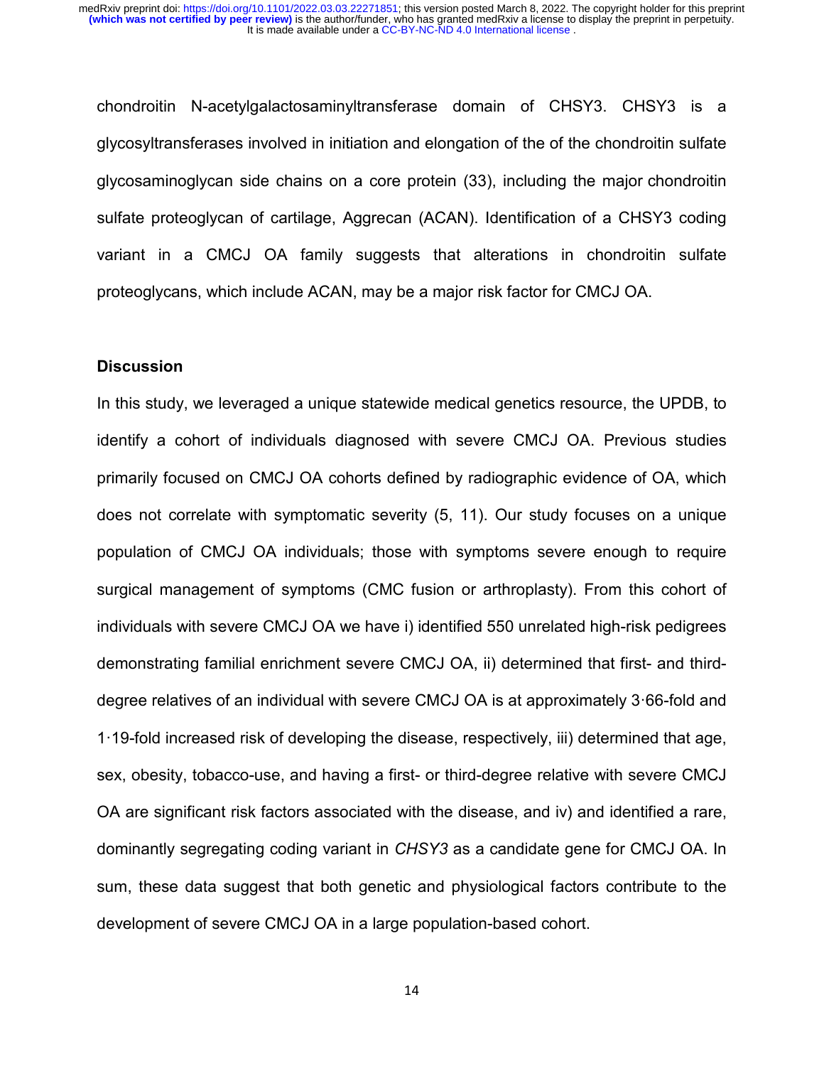chondroitin N-acetylgalactosaminyltransferase domain of CHSY3. CHSY3 is a glycosyltransferases involved in initiation and elongation of the of the chondroitin sulfate glycosaminoglycan side chains on a core protein (33), including the major chondroitin sulfate proteoglycan of cartilage, Aggrecan (ACAN). Identification of a CHSY3 coding variant in a CMCJ OA family suggests that alterations in chondroitin sulfate proteoglycans, which include ACAN, may be a major risk factor for CMCJ OA.

## Discussion

In this study, we leveraged a unique statewide medical genetics resource, the UPDB, to identify a cohort of individuals diagnosed with severe CMCJ OA. Previous studies primarily focused on CMCJ OA cohorts defined by radiographic evidence of OA, which does not correlate with symptomatic severity (5, 11). Our study focuses on a unique population of CMCJ OA individuals; those with symptoms severe enough to require surgical management of symptoms (CMC fusion or arthroplasty). From this cohort of individuals with severe CMCJ OA we have i) identified 550 unrelated high-risk pedigrees demonstrating familial enrichment severe CMCJ OA, ii) determined that first- and third-degree relatives of an individual with severe CMCJ OA is at approximately 3·66-fold and 1·19-fold increased risk of developing the disease, respectively, iii) determined that age, sex, obesity, tobacco-use, and having a first- or third-degree relative with severe CMCJ OA are significant risk factors associated with the disease, and iv) and identified a rare, dominantly segregating coding variant in *CHSY3* as a candidate gene for CMCJ OA. In sum, these data suggest that both genetic and physiological factors contribute to the development of severe CMCJ OA in a large population-based cohort.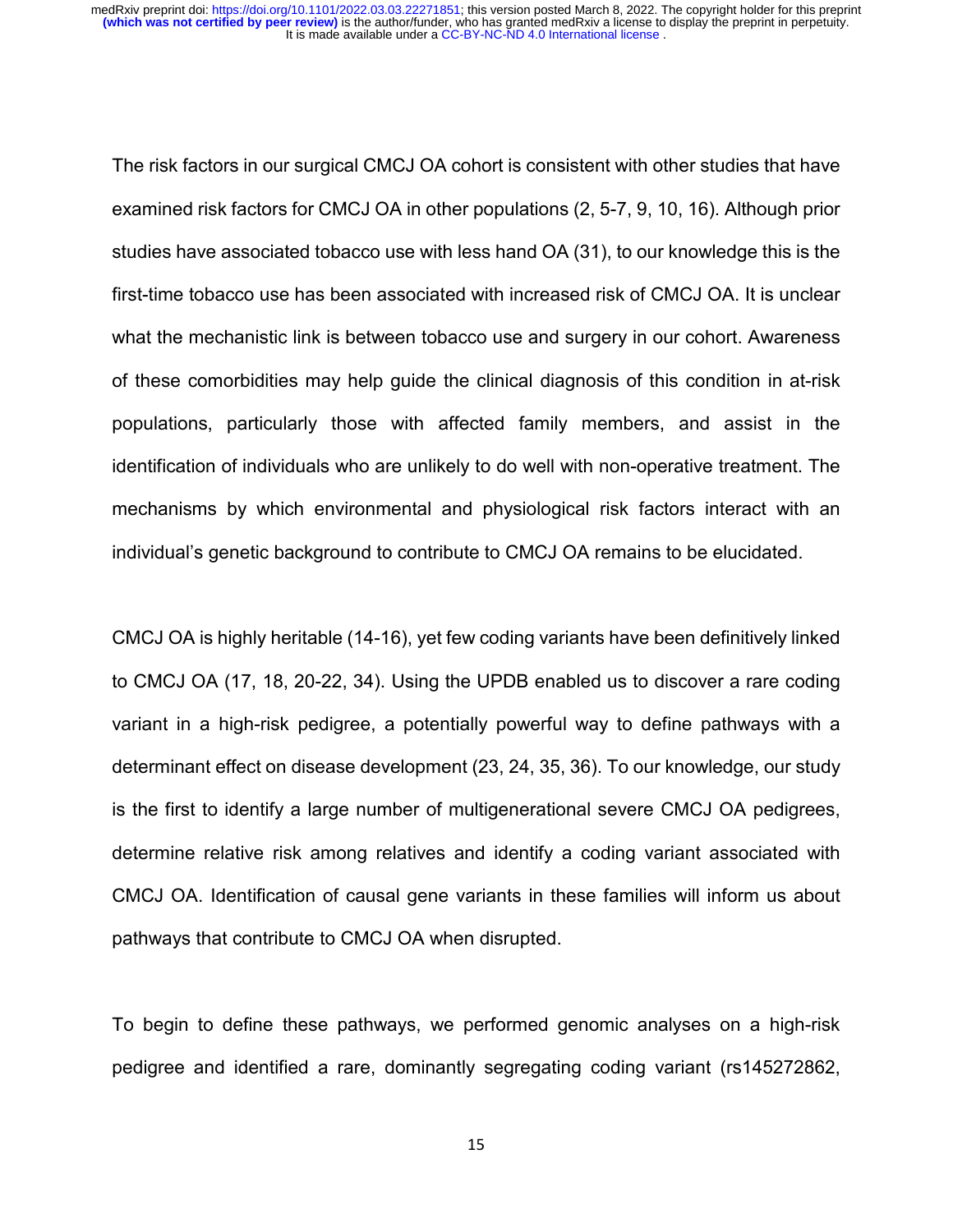The risk factors in our surgical CMCJ OA cohort is consistent with other studies that have examined risk factors for CMCJ OA in other populations (2, 5-7, 9, 10, 16). Although prior studies have associated tobacco use with less hand OA (31), to our knowledge this is the first-time tobacco use has been associated with increased risk of CMCJ OA. It is unclear what the mechanistic link is between tobacco use and surgery in our cohort. Awareness of these comorbidities may help guide the clinical diagnosis of this condition in at-risk populations, particularly those with affected family members, and assist in the identification of individuals who are unlikely to do well with non-operative treatment. The mechanisms by which environmental and physiological risk factors interact with an individual's genetic background to contribute to CMCJ OA remains to be elucidated.

CMCJ OA is highly heritable (14-16), yet few coding variants have been definitively linked to CMCJ OA (17, 18, 20-22, 34). Using the UPDB enabled us to discover a rare coding variant in a high-risk pedigree, a potentially powerful way to define pathways with a determinant effect on disease development (23, 24, 35, 36). To our knowledge, our study is the first to identify a large number of multigenerational severe CMCJ OA pedigrees, determine relative risk among relatives and identify a coding variant associated with CMCJ OA. Identification of causal gene variants in these families will inform us about pathways that contribute to CMCJ OA when disrupted.

To begin to define these pathways, we performed genomic analyses on a high-risk pedigree and identified a rare, dominantly segregating coding variant (rs145272862,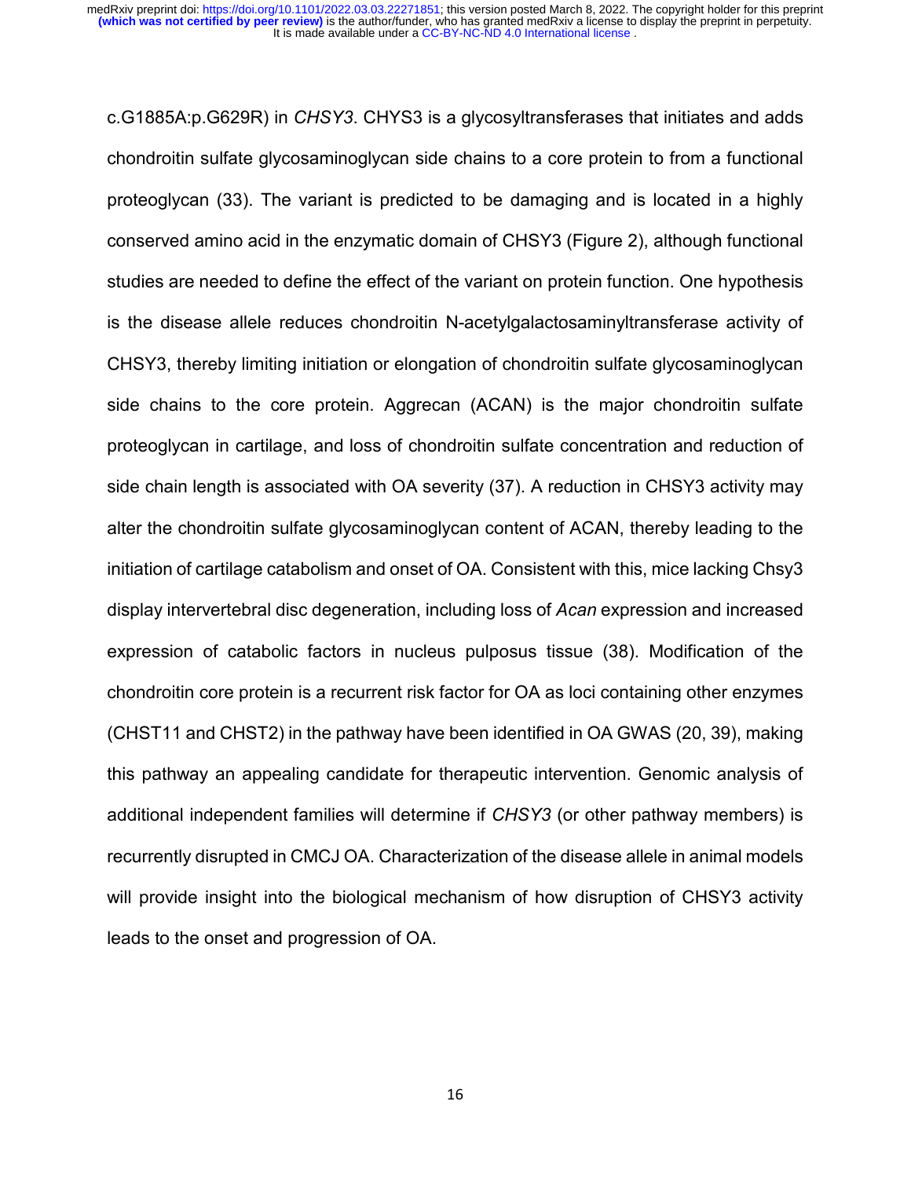c.G1885A:p.G629R) in *CHSY3*. CHYS3 is a glycosyltransferases that initiates and adds chondroitin sulfate glycosaminoglycan side chains to a core protein to from a functional proteoglycan (33). The variant is predicted to be damaging and is located in a highly conserved amino acid in the enzymatic domain of CHSY3 (Figure 2), although functional studies are needed to define the effect of the variant on protein function. One hypothesis is the disease allele reduces chondroitin N-acetylgalactosaminyltransferase activity of CHSY3, thereby limiting initiation or elongation of chondroitin sulfate glycosaminoglycan side chains to the core protein. Aggrecan (ACAN) is the major chondroitin sulfate proteoglycan in cartilage, and loss of chondroitin sulfate concentration and reduction of side chain length is associated with OA severity (37). A reduction in CHSY3 activity may alter the chondroitin sulfate glycosaminoglycan content of ACAN, thereby leading to the initiation of cartilage catabolism and onset of OA. Consistent with this, mice lacking Chsy3 display intervertebral disc degeneration, including loss of *Acan* expression and increased expression of catabolic factors in nucleus pulposus tissue (38). Modification of the chondroitin core protein is a recurrent risk factor for OA as loci containing other enzymes (CHST11 and CHST2) in the pathway have been identified in OA GWAS (20, 39), making this pathway an appealing candidate for therapeutic intervention. Genomic analysis of additional independent families will determine if *CHSY3* (or other pathway members) is recurrently disrupted in CMCJ OA. Characterization of the disease allele in animal models will provide insight into the biological mechanism of how disruption of CHSY3 activity leads to the onset and progression of OA.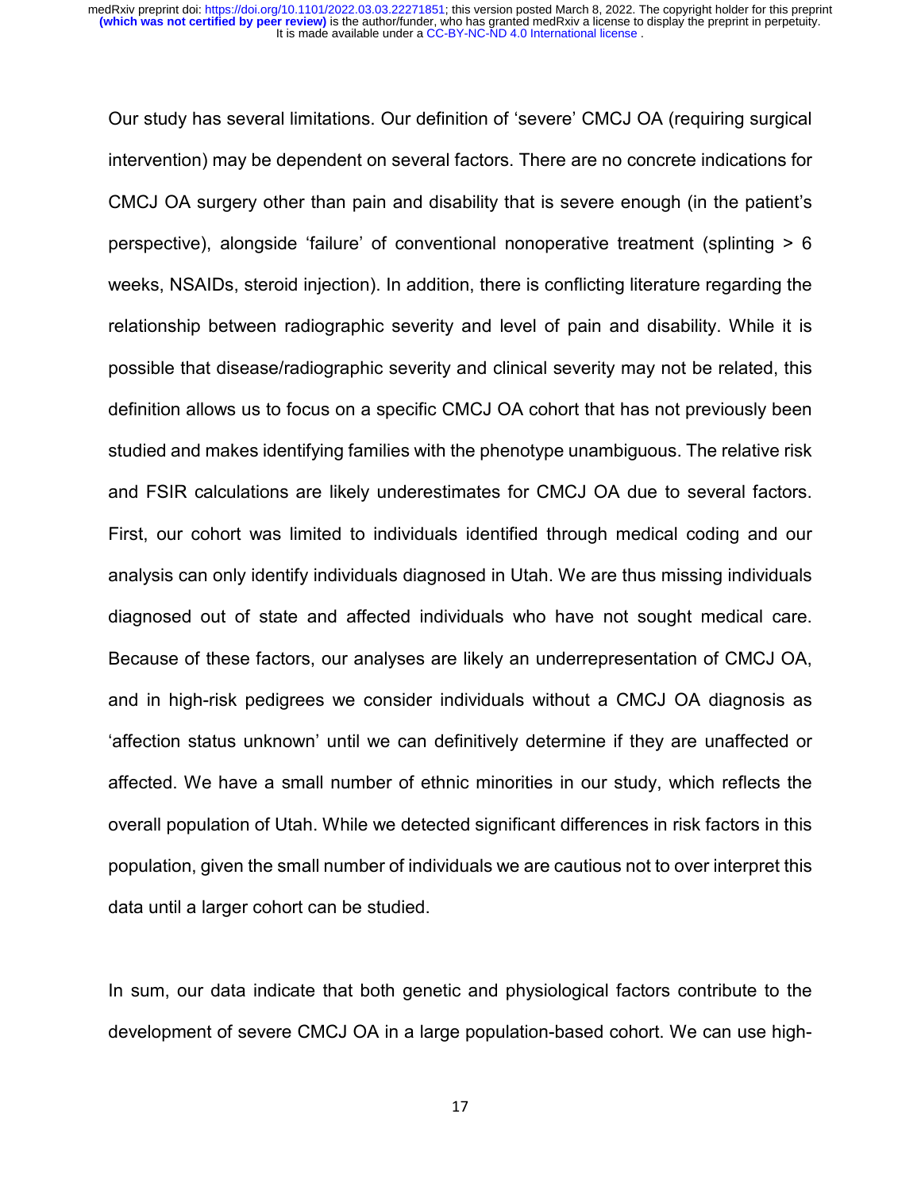Our study has several limitations. Our definition of 'severe' CMCJ OA (requiring surgical intervention) may be dependent on several factors. There are no concrete indications for CMCJ OA surgery other than pain and disability that is severe enough (in the patient's perspective), alongside 'failure' of conventional nonoperative treatment (splinting > 6 weeks, NSAIDs, steroid injection). In addition, there is conflicting literature regarding the relationship between radiographic severity and level of pain and disability. While it is possible that disease/radiographic severity and clinical severity may not be related, this definition allows us to focus on a specific CMCJ OA cohort that has not previously been studied and makes identifying families with the phenotype unambiguous. The relative risk and FSIR calculations are likely underestimates for CMCJ OA due to several factors. First, our cohort was limited to individuals identified through medical coding and our analysis can only identify individuals diagnosed in Utah. We are thus missing individuals diagnosed out of state and affected individuals who have not sought medical care. Because of these factors, our analyses are likely an underrepresentation of CMCJ OA, and in high-risk pedigrees we consider individuals without a CMCJ OA diagnosis as 'affection status unknown' until we can definitively determine if they are unaffected or affected. We have a small number of ethnic minorities in our study, which reflects the overall population of Utah. While we detected significant differences in risk factors in this population, given the small number of individuals we are cautious not to over interpret this data until a larger cohort can be studied.

In sum, our data indicate that both genetic and physiological factors contribute to the development of severe CMCJ OA in a large population-based cohort. We can use high-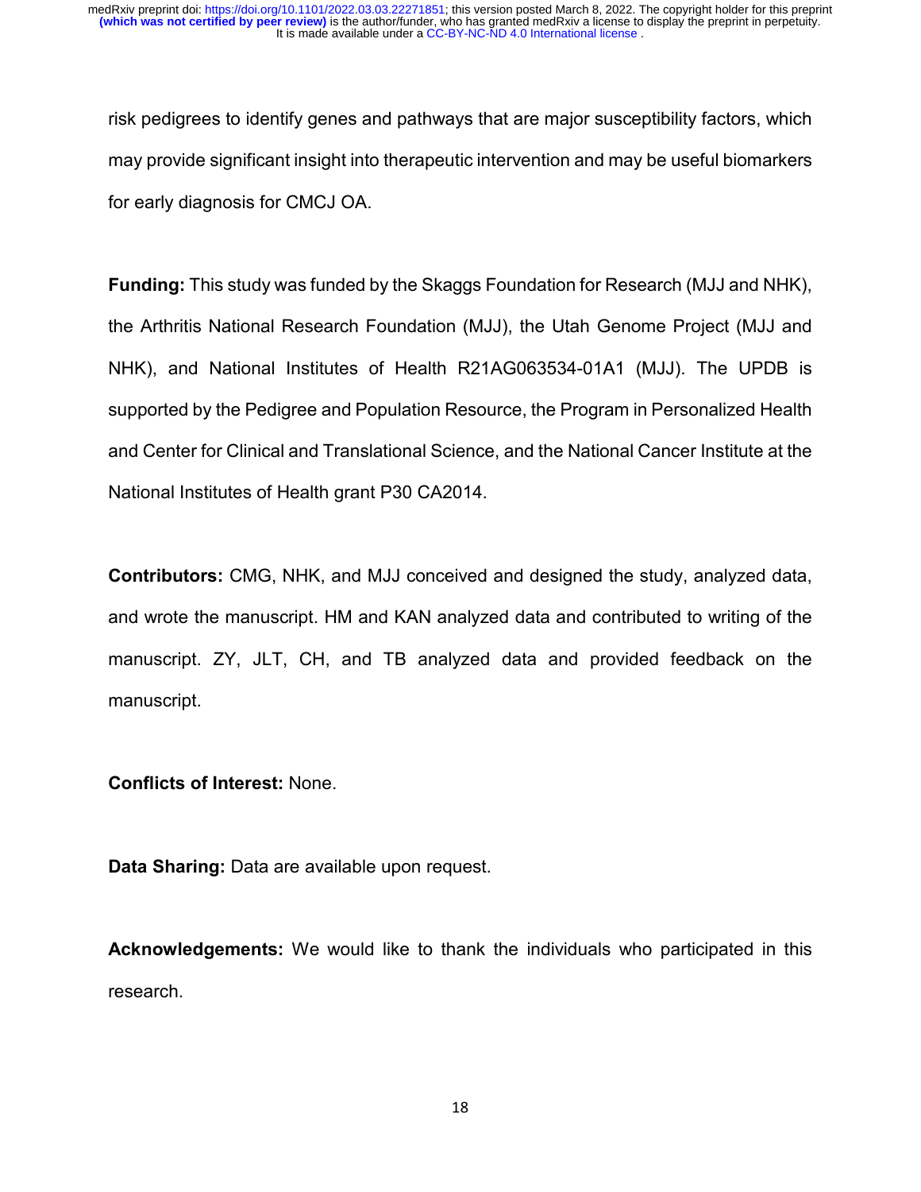risk pedigrees to identify genes and pathways that are major susceptibility factors, which may provide significant insight into therapeutic intervention and may be useful biomarkers for early diagnosis for CMCJ OA.

**Funding:** This study was funded by the Skaggs Foundation for Research (MJJ and NHK), the Arthritis National Research Foundation (MJJ), the Utah Genome Project (MJJ and NHK), and National Institutes of Health R21AG063534-01A1 (MJJ). The UPDB is supported by the Pedigree and Population Resource, the Program in Personalized Health and Center for Clinical and Translational Science, and the National Cancer Institute at the National Institutes of Health grant P30 CA2014.

**Contributors:** CMG, NHK, and MJJ conceived and designed the study, analyzed data, and wrote the manuscript. HM and KAN analyzed data and contributed to writing of the manuscript. ZY, JLT, CH, and TB analyzed data and provided feedback on the manuscript.

**Conflicts of Interest:** None.

**Data Sharing:** Data are available upon request.

**Acknowledgements:** We would like to thank the individuals who participated in this research.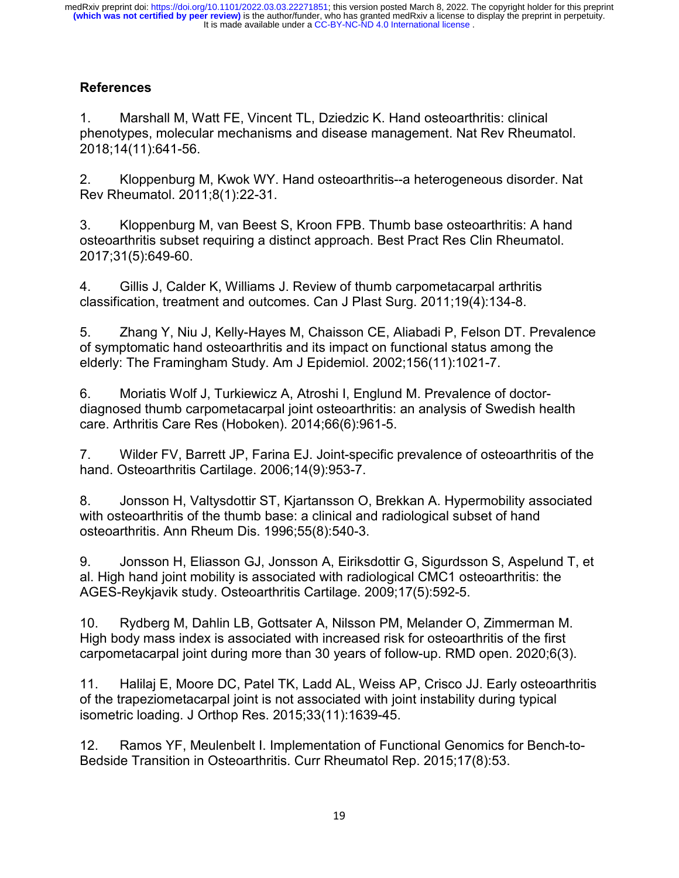## References

1. Marshall M, Watt FE, Vincent TL, Dziedzic K. Hand osteoarthritis: clinical phenotypes, molecular mechanisms and disease management. Nat Rev Rheumatol. 2018;14(11):641-56.

2. Kloppenburg M, Kwok WY. Hand osteoarthritis--a heterogeneous disorder. Nat Rev Rheumatol. 2011;8(1):22-31.

3. Kloppenburg M, van Beest S, Kroon FPB. Thumb base osteoarthritis: A hand osteoarthritis subset requiring a distinct approach. Best Pract Res Clin Rheumatol. 2017;31(5):649-60.

4. Gillis J, Calder K, Williams J. Review of thumb carpometacarpal arthritis classification, treatment and outcomes. Can J Plast Surg. 2011;19(4):134-8.

5. Zhang Y, Niu J, Kelly-Hayes M, Chaisson CE, Aliabadi P, Felson DT. Prevalence of symptomatic hand osteoarthritis and its impact on functional status among the elderly: The Framingham Study. Am J Epidemiol. 2002;156(11):1021-7.

6. Moriatis Wolf J, Turkiewicz A, Atroshi I, Englund M. Prevalence of doctor-diagnosed thumb carpometacarpal joint osteoarthritis: an analysis of Swedish health care. Arthritis Care Res (Hoboken). 2014;66(6):961-5.

7. Wilder FV, Barrett JP, Farina EJ. Joint-specific prevalence of osteoarthritis of the hand. Osteoarthritis Cartilage. 2006;14(9):953-7.

8. Jonsson H, Valtysdottir ST, Kjartansson O, Brekkan A. Hypermobility associated with osteoarthritis of the thumb base: a clinical and radiological subset of hand osteoarthritis. Ann Rheum Dis. 1996;55(8):540-3.

9. Jonsson H, Eliasson GJ, Jonsson A, Eiriksdottir G, Sigurdsson S, Aspelund T, et al. High hand joint mobility is associated with radiological CMC1 osteoarthritis: the AGES-Reykjavik study. Osteoarthritis Cartilage. 2009;17(5):592-5.

10. Rydberg M, Dahlin LB, Gottsater A, Nilsson PM, Melander O, Zimmerman M. High body mass index is associated with increased risk for osteoarthritis of the first carpometacarpal joint during more than 30 years of follow-up. RMD open. 2020;6(3).

11. Halilaj E, Moore DC, Patel TK, Ladd AL, Weiss AP, Crisco JJ. Early osteoarthritis of the trapeziometacarpal joint is not associated with joint instability during typical isometric loading. J Orthop Res. 2015;33(11):1639-45.

12. Ramos YF, Meulenbelt I. Implementation of Functional Genomics for Bench-to-Bedside Transition in Osteoarthritis. Curr Rheumatol Rep. 2015;17(8):53.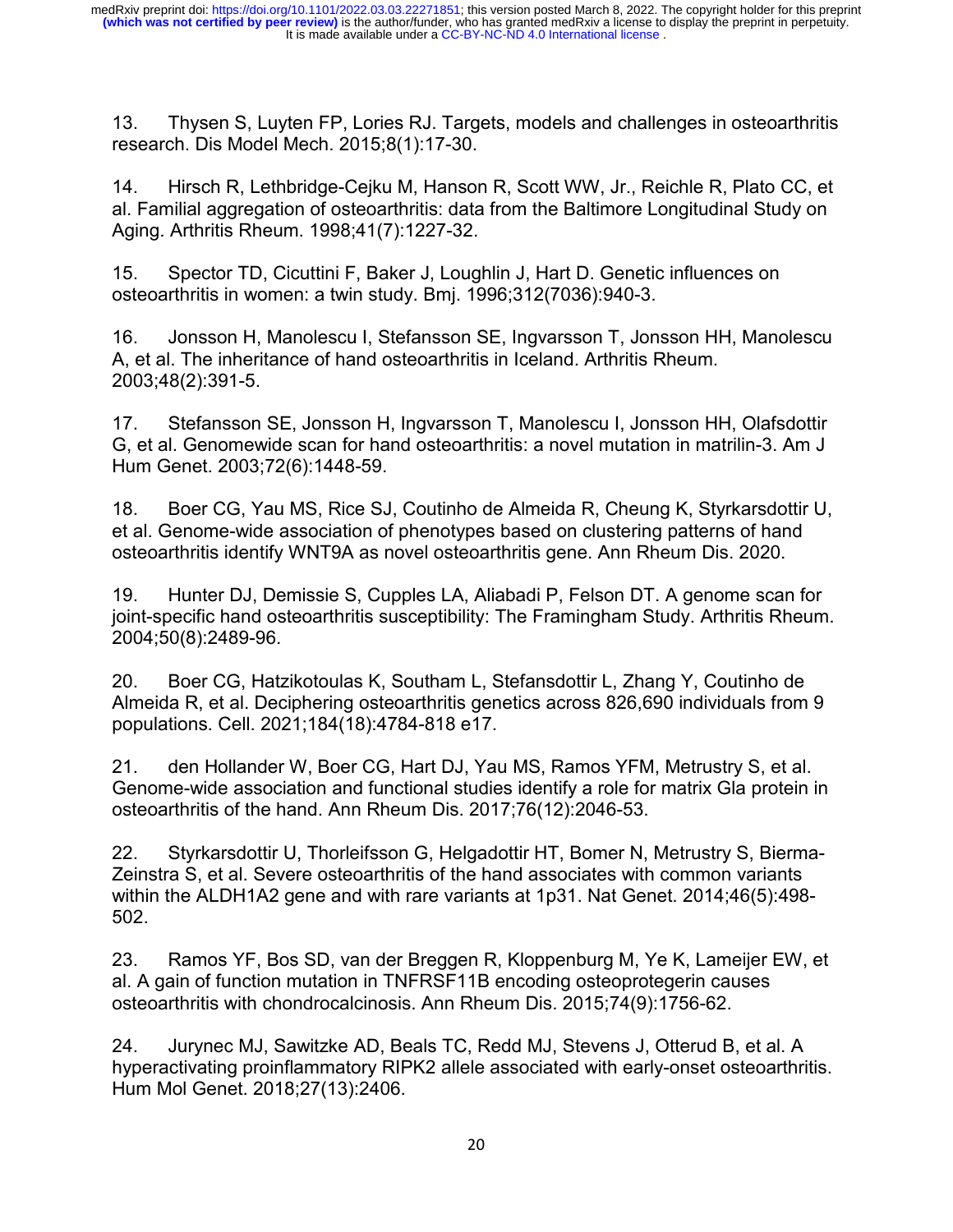13. Thysen S, Luyten FP, Lories RJ. Targets, models and challenges in osteoarthritis research. Dis Model Mech. 2015;8(1):17-30.

14. Hirsch R, Lethbridge-Cejku M, Hanson R, Scott WW, Jr., Reichle R, Plato CC, et al. Familial aggregation of osteoarthritis: data from the Baltimore Longitudinal Study on Aging. Arthritis Rheum. 1998;41(7):1227-32.

15. Spector TD, Cicuttini F, Baker J, Loughlin J, Hart D. Genetic influences on osteoarthritis in women: a twin study. Bmj. 1996;312(7036):940-3.

16. Jonsson H, Manolescu I, Stefansson SE, Ingvarsson T, Jonsson HH, Manolescu A, et al. The inheritance of hand osteoarthritis in Iceland. Arthritis Rheum. 2003;48(2):391-5.

17. Stefansson SE, Jonsson H, Ingvarsson T, Manolescu I, Jonsson HH, Olafsdottir G, et al. Genomewide scan for hand osteoarthritis: a novel mutation in matrilin-3. Am J Hum Genet. 2003;72(6):1448-59.

18. Boer CG, Yau MS, Rice SJ, Coutinho de Almeida R, Cheung K, Styrkarsdottir U, et al. Genome-wide association of phenotypes based on clustering patterns of hand osteoarthritis identify WNT9A as novel osteoarthritis gene. Ann Rheum Dis. 2020.

19. Hunter DJ, Demissie S, Cupples LA, Aliabadi P, Felson DT. A genome scan for joint-specific hand osteoarthritis susceptibility: The Framingham Study. Arthritis Rheum. 2004;50(8):2489-96.

20. Boer CG, Hatzikotoulas K, Southam L, Stefansdottir L, Zhang Y, Coutinho de Almeida R, et al. Deciphering osteoarthritis genetics across 826,690 individuals from 9 populations. Cell. 2021;184(18):4784-818 e17.

21. den Hollander W, Boer CG, Hart DJ, Yau MS, Ramos YFM, Metrustry S, et al. Genome-wide association and functional studies identify a role for matrix Gla protein in osteoarthritis of the hand. Ann Rheum Dis. 2017;76(12):2046-53.

22. Styrkarsdottir U, Thorleifsson G, Helgadottir HT, Bomer N, Metrustry S, Bierma-Zeinstra S, et al. Severe osteoarthritis of the hand associates with common variants within the ALDH1A2 gene and with rare variants at 1p31. Nat Genet. 2014;46(5):498-502.

23. Ramos YF, Bos SD, van der Breggen R, Kloppenburg M, Ye K, Lameijer EW, et al. A gain of function mutation in TNFRSF11B encoding osteoprotegerin causes osteoarthritis with chondrocalcinosis. Ann Rheum Dis. 2015;74(9):1756-62.

24. Jurynec MJ, Sawitzke AD, Beals TC, Redd MJ, Stevens J, Otterud B, et al. A hyperactivating proinflammatory RIPK2 allele associated with early-onset osteoarthritis. Hum Mol Genet. 2018;27(13):2406.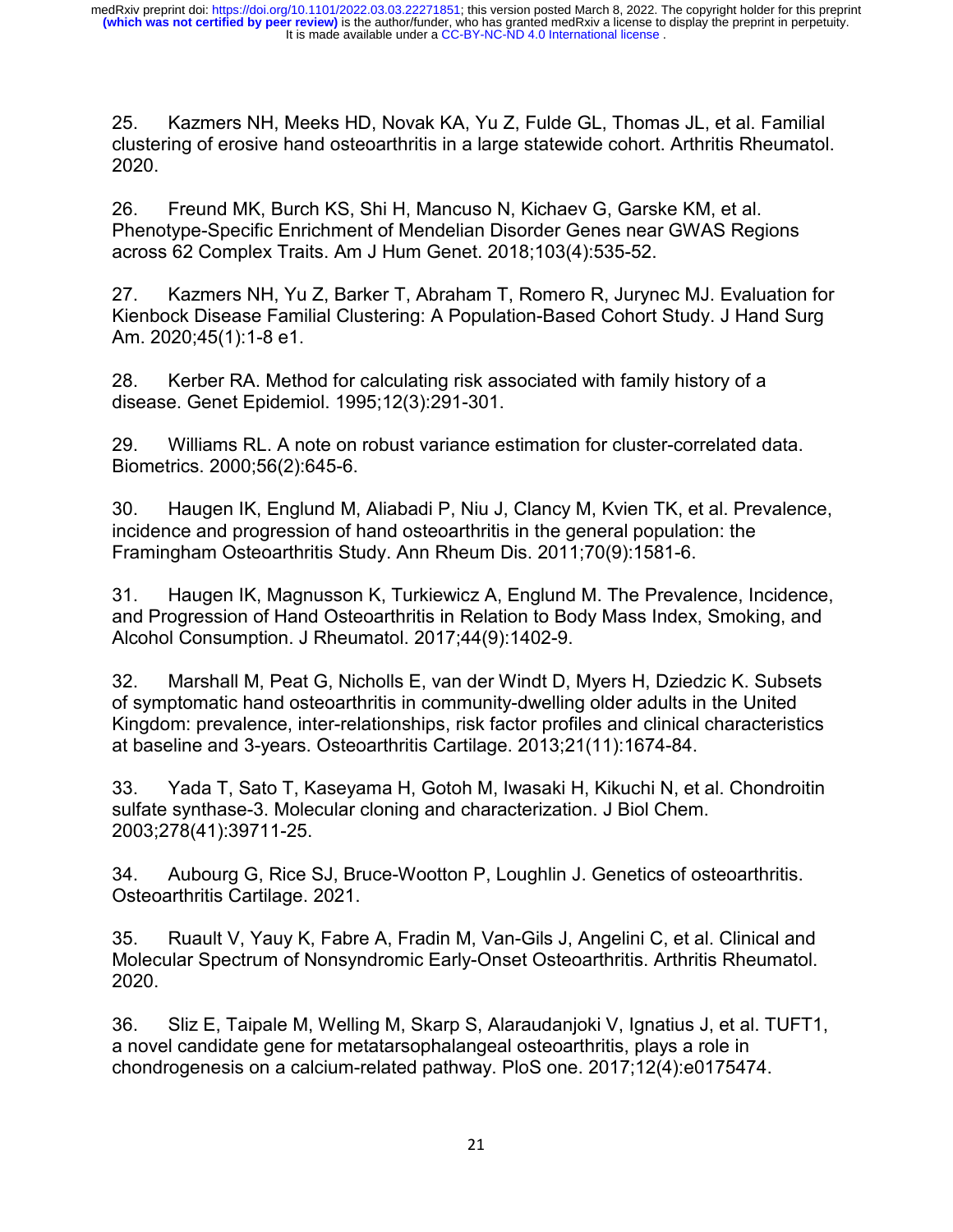25. Kazmers NH, Meeks HD, Novak KA, Yu Z, Fulde GL, Thomas JL, et al. Familial clustering of erosive hand osteoarthritis in a large statewide cohort. Arthritis Rheumatol. 2020.

26. Freund MK, Burch KS, Shi H, Mancuso N, Kichaev G, Garske KM, et al. Phenotype-Specific Enrichment of Mendelian Disorder Genes near GWAS Regions across 62 Complex Traits. Am J Hum Genet. 2018;103(4):535-52.

27. Kazmers NH, Yu Z, Barker T, Abraham T, Romero R, Jurynec MJ. Evaluation for Kienbock Disease Familial Clustering: A Population-Based Cohort Study. J Hand Surg Am. 2020;45(1):1-8 e1.

28. Kerber RA. Method for calculating risk associated with family history of a disease. Genet Epidemiol. 1995;12(3):291-301.

29. Williams RL. A note on robust variance estimation for cluster-correlated data. Biometrics. 2000;56(2):645-6.

30. Haugen IK, Englund M, Aliabadi P, Niu J, Clancy M, Kvien TK, et al. Prevalence, incidence and progression of hand osteoarthritis in the general population: the Framingham Osteoarthritis Study. Ann Rheum Dis. 2011;70(9):1581-6.

31. Haugen IK, Magnusson K, Turkiewicz A, Englund M. The Prevalence, Incidence, and Progression of Hand Osteoarthritis in Relation to Body Mass Index, Smoking, and Alcohol Consumption. J Rheumatol. 2017;44(9):1402-9.

32. Marshall M, Peat G, Nicholls E, van der Windt D, Myers H, Dziedzic K. Subsets of symptomatic hand osteoarthritis in community-dwelling older adults in the United Kingdom: prevalence, inter-relationships, risk factor profiles and clinical characteristics at baseline and 3-years. Osteoarthritis Cartilage. 2013;21(11):1674-84.

33. Yada T, Sato T, Kaseyama H, Gotoh M, Iwasaki H, Kikuchi N, et al. Chondroitin sulfate synthase-3. Molecular cloning and characterization. J Biol Chem. 2003;278(41):39711-25.

34. Aubourg G, Rice SJ, Bruce-Wootton P, Loughlin J. Genetics of osteoarthritis. Osteoarthritis Cartilage. 2021.

35. Ruault V, Yauy K, Fabre A, Fradin M, Van-Gils J, Angelini C, et al. Clinical and Molecular Spectrum of Nonsyndromic Early-Onset Osteoarthritis. Arthritis Rheumatol. 2020.

36. Sliz E, Taipale M, Welling M, Skarp S, Alaraudanjoki V, Ignatius J, et al. TUFT1, a novel candidate gene for metatarsophalangeal osteoarthritis, plays a role in chondrogenesis on a calcium-related pathway. PloS one. 2017;12(4):e0175474.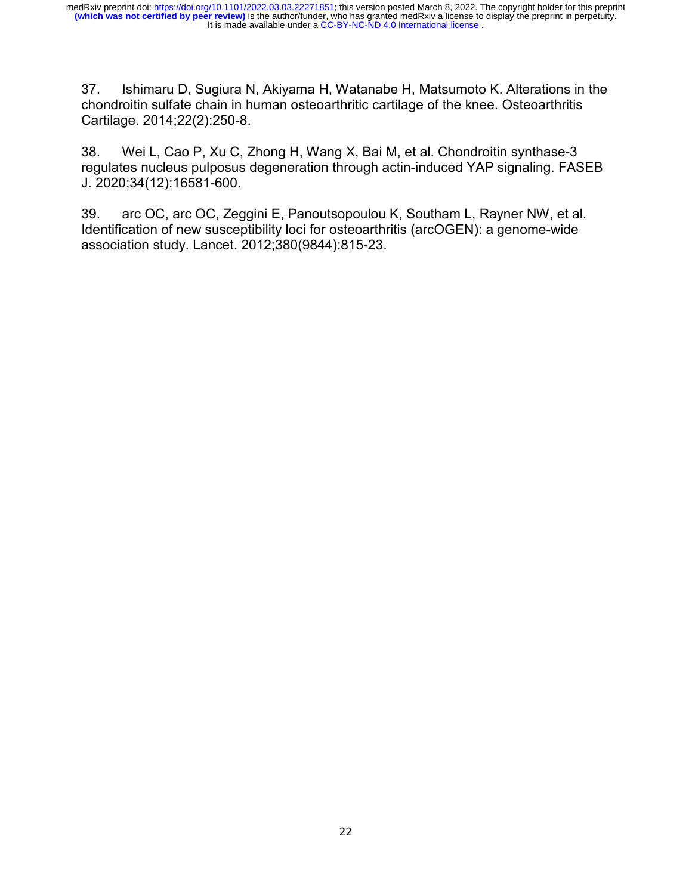37. Ishimaru D, Sugiura N, Akiyama H, Watanabe H, Matsumoto K. Alterations in the chondroitin sulfate chain in human osteoarthritic cartilage of the knee. Osteoarthritis Cartilage. 2014;22(2):250-8.

38. Wei L, Cao P, Xu C, Zhong H, Wang X, Bai M, et al. Chondroitin synthase-3 regulates nucleus pulposus degeneration through actin-induced YAP signaling. FASEB J. 2020;34(12):16581-600.

39. arc OC, arc OC, Zeggini E, Panoutsopoulou K, Southam L, Rayner NW, et al. Identification of new susceptibility loci for osteoarthritis (arcOGEN): a genome-wide association study. Lancet. 2012;380(9844):815-23.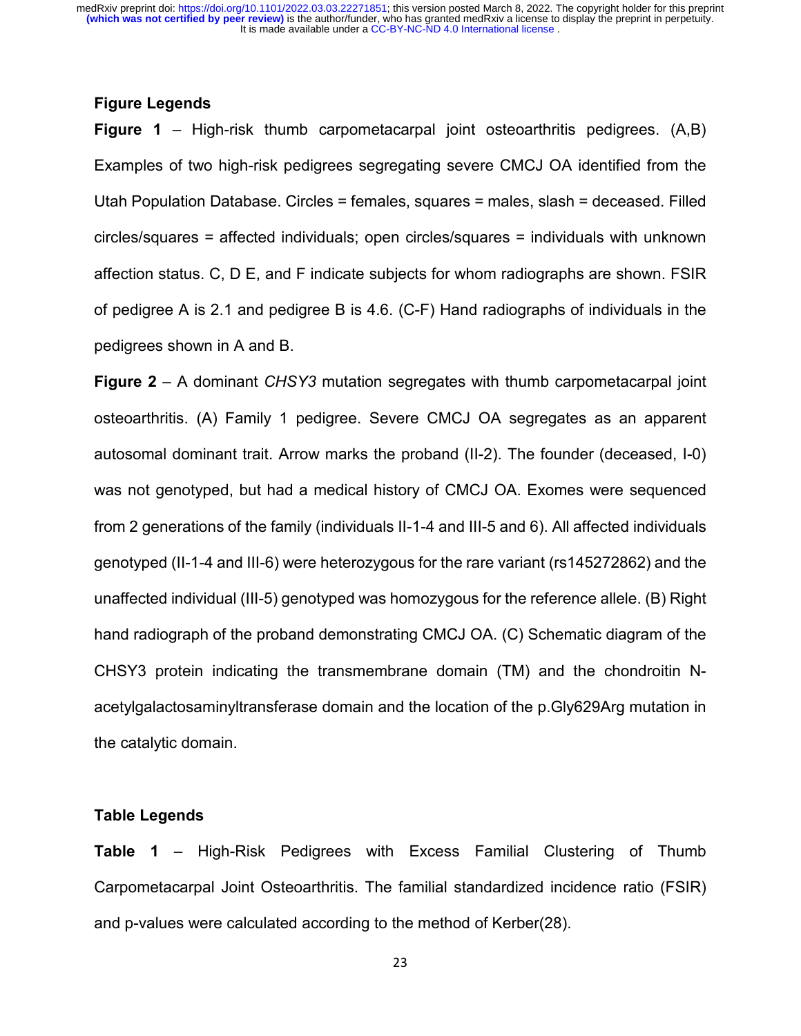## Figure Legends

**Figure 1** – High-risk thumb carpometacarpal joint osteoarthritis pedigrees. (A,B) Examples of two high-risk pedigrees segregating severe CMCJ OA identified from the Utah Population Database. Circles = females, squares = males, slash = deceased. Filled circles/squares = affected individuals; open circles/squares = individuals with unknown affection status. C, D E, and F indicate subjects for whom radiographs are shown. FSIR of pedigree A is 2.1 and pedigree B is 4.6. (C-F) Hand radiographs of individuals in the pedigrees shown in A and B.

**Figure 2** – A dominant *CHSY3* mutation segregates with thumb carpometacarpal joint osteoarthritis. (A) Family 1 pedigree. Severe CMCJ OA segregates as an apparent autosomal dominant trait. Arrow marks the proband (II-2). The founder (deceased, I-0) was not genotyped, but had a medical history of CMCJ OA. Exomes were sequenced from 2 generations of the family (individuals II-1-4 and III-5 and 6). All affected individuals genotyped (II-1-4 and III-6) were heterozygous for the rare variant (rs145272862) and the unaffected individual (III-5) genotyped was homozygous for the reference allele. (B) Right hand radiograph of the proband demonstrating CMCJ OA. (C) Schematic diagram of the CHSY3 protein indicating the transmembrane domain (TM) and the chondroitin N-acetylgalactosaminyltransferase domain and the location of the p.Gly629Arg mutation in the catalytic domain.

## Table Legends

**Table 1** – High-Risk Pedigrees with Excess Familial Clustering of Thumb Carpometacarpal Joint Osteoarthritis. The familial standardized incidence ratio (FSIR) and p-values were calculated according to the method of Kerber(28).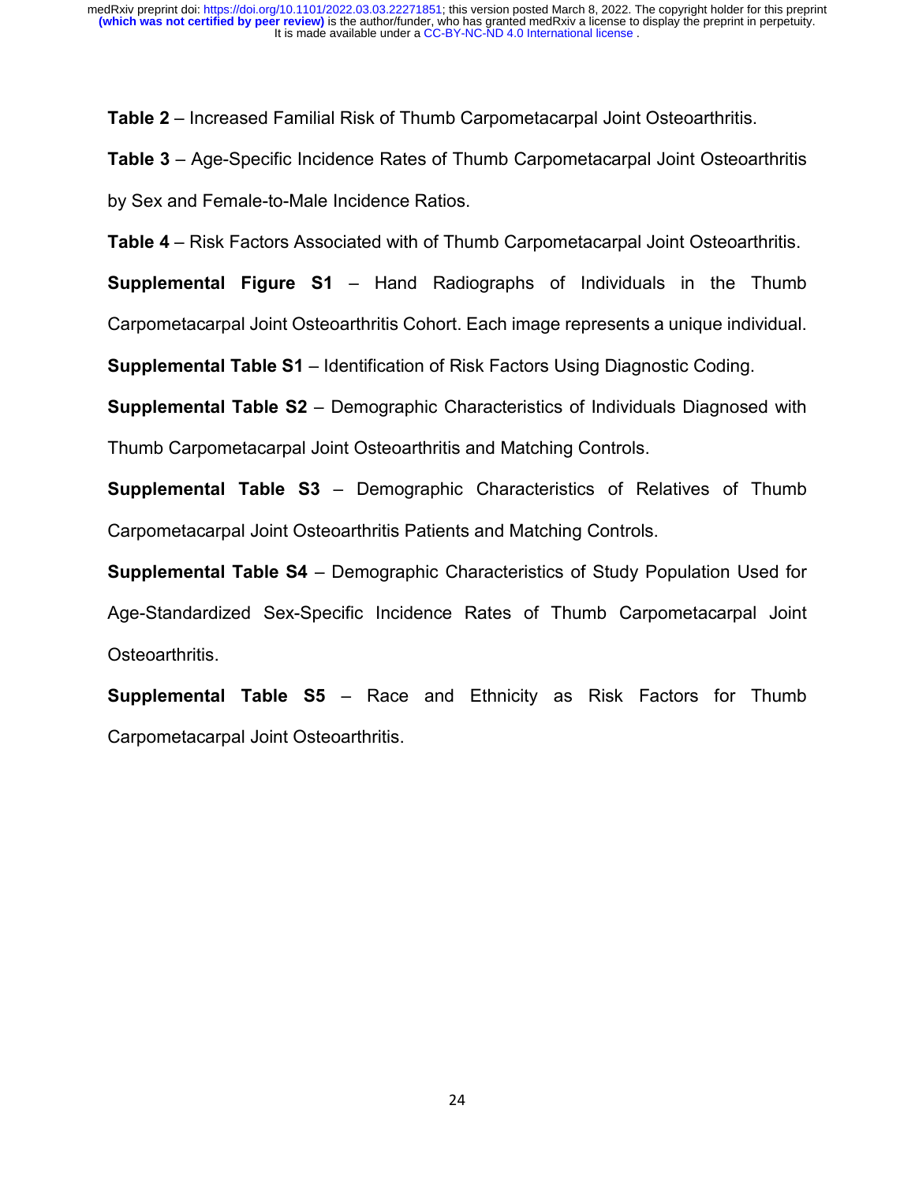**Table 2** – Increased Familial Risk of Thumb Carpometacarpal Joint Osteoarthritis.

**Table 3** – Age-Specific Incidence Rates of Thumb Carpometacarpal Joint Osteoarthritis by Sex and Female-to-Male Incidence Ratios.

**Table 4** – Risk Factors Associated with of Thumb Carpometacarpal Joint Osteoarthritis.

**Supplemental Figure S1** – Hand Radiographs of Individuals in the Thumb Carpometacarpal Joint Osteoarthritis Cohort. Each image represents a unique individual.

**Supplemental Table S1** – Identification of Risk Factors Using Diagnostic Coding.

**Supplemental Table S2** – Demographic Characteristics of Individuals Diagnosed with Thumb Carpometacarpal Joint Osteoarthritis and Matching Controls.

**Supplemental Table S3** – Demographic Characteristics of Relatives of Thumb Carpometacarpal Joint Osteoarthritis Patients and Matching Controls.

**Supplemental Table S4** – Demographic Characteristics of Study Population Used for Age-Standardized Sex-Specific Incidence Rates of Thumb Carpometacarpal Joint Osteoarthritis.

**Supplemental Table S5** – Race and Ethnicity as Risk Factors for Thumb Carpometacarpal Joint Osteoarthritis.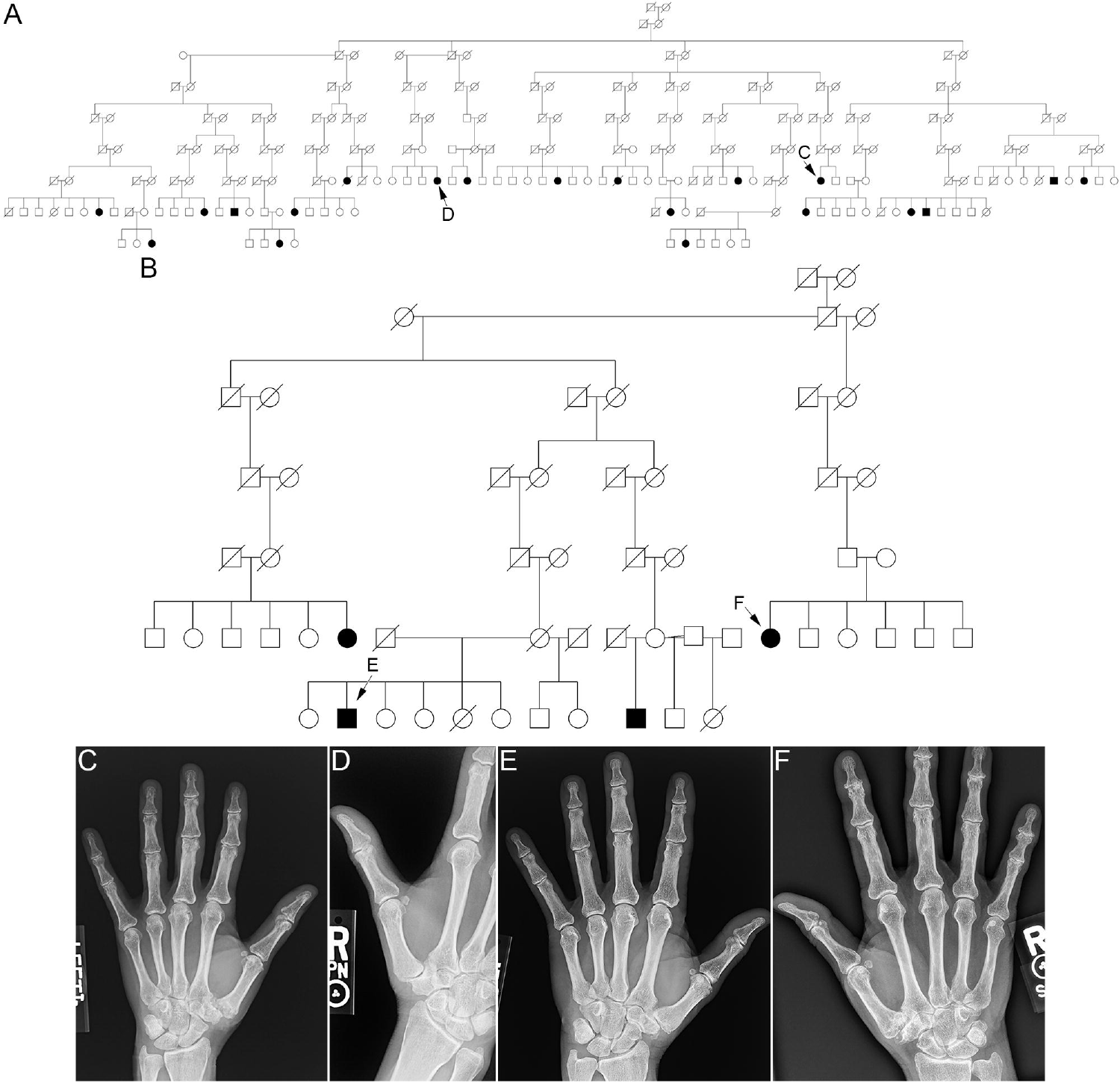A

B

C

D

E

F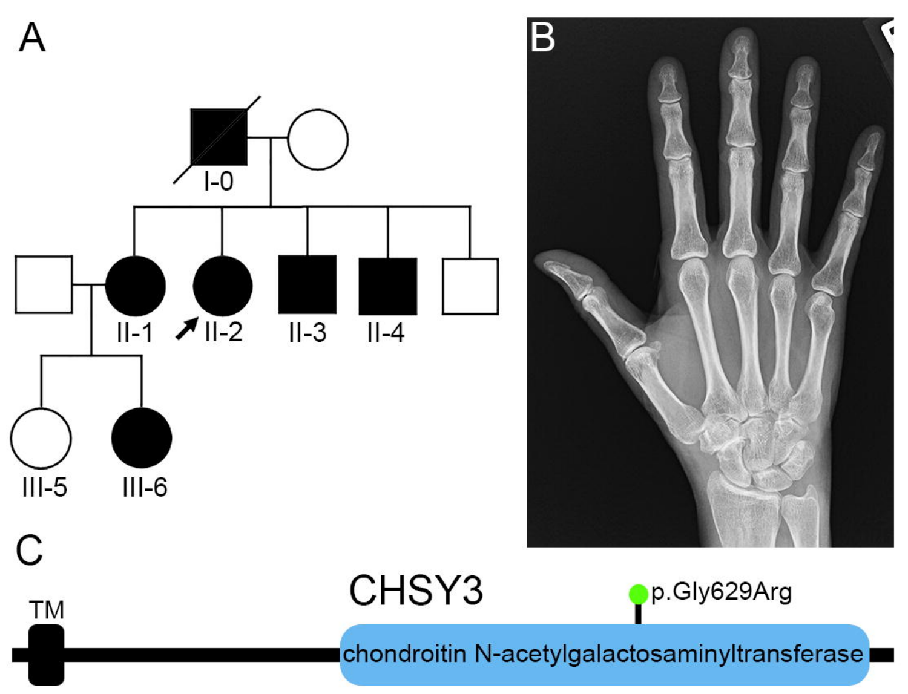A

I-0

II-1 II-2 II-3 II-4

III-5 III-6

B

C

CHSY3

TM

p.Gly629Arg

chondroitin N-acetylgalactosaminyltransferase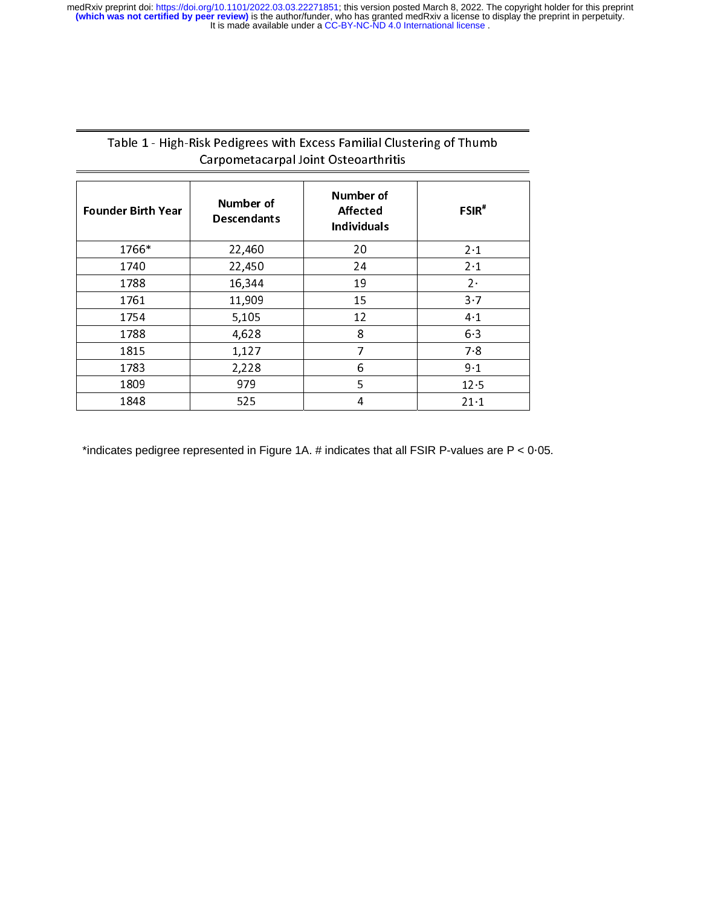Table 1 - High-Risk Pedigrees with Excess Familial Clustering of Thumb Carpometacarpal Joint Osteoarthritis

| Founder Birth Year | Number of Descendants | Number of Affected Individuals | FSIR[#] |
|---|---|---|---|
| 1766* | 22,460 | 20 | 2·1 |
| 1740 | 22,450 | 24 | 2·1 |
| 1788 | 16,344 | 19 | 2· |
| 1761 | 11,909 | 15 | 3·7 |
| 1754 | 5,105 | 12 | 4·1 |
| 1788 | 4,628 | 8 | 6·3 |
| 1815 | 1,127 | 7 | 7·8 |
| 1783 | 2,228 | 6 | 9·1 |
| 1809 | 979 | 5 | 12·5 |
| 1848 | 525 | 4 | 21·1 |

*indicates pedigree represented in Figure 1A. # indicates that all FSIR P-values are $P < 0·05$.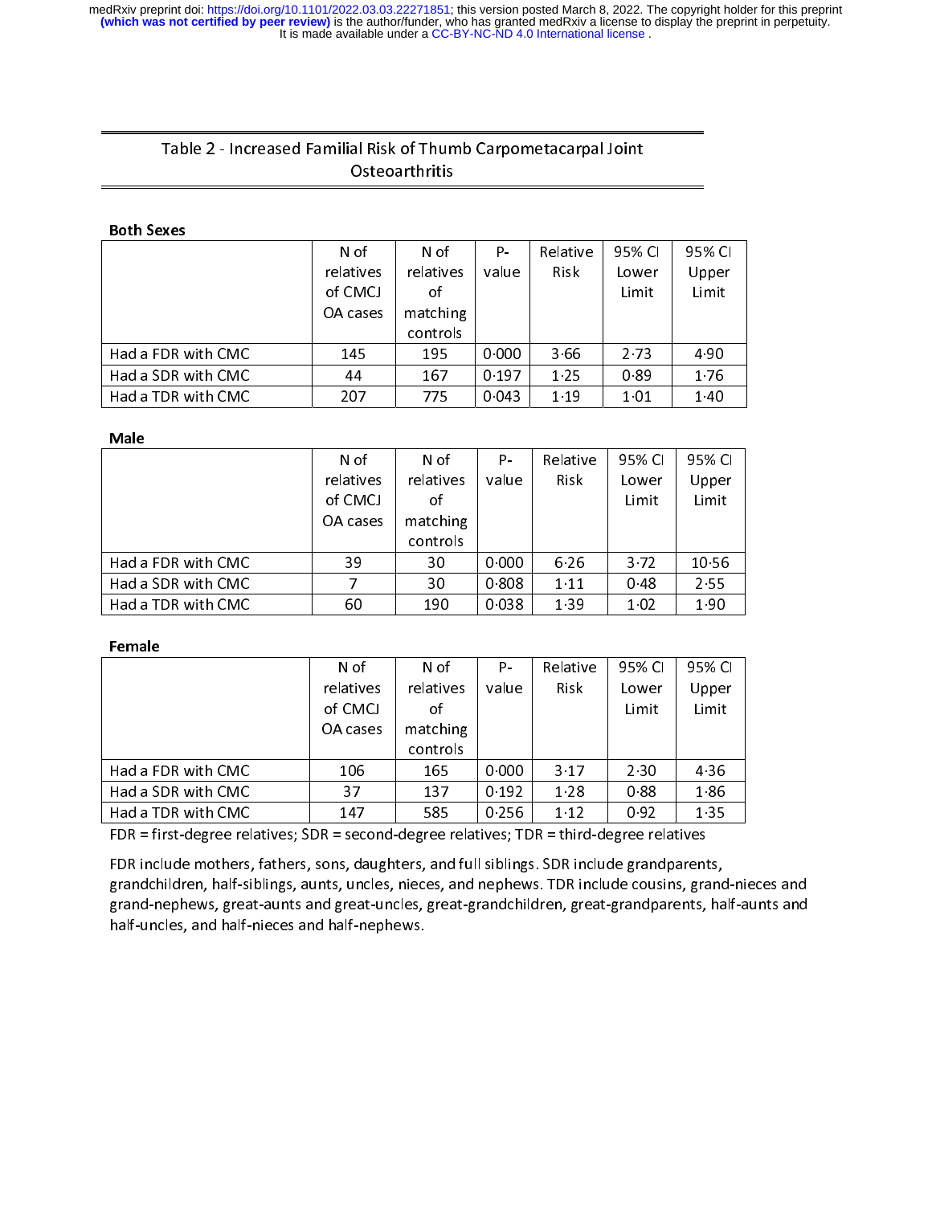# Table 2 - Increased Familial Risk of Thumb Carpometacarpal Joint Osteoarthritis

**Both Sexes**

| | N of relatives of CMCJ OA cases | N of relatives of matching controls | P-value | Relative Risk | 95% CI Lower Limit | 95% CI Upper Limit |
|---|---|---|---|---|---|---|
| Had a FDR with CMC | 145 | 195 | 0·000 | 3·66 | 2·73 | 4·90 |
| Had a SDR with CMC | 44 | 167 | 0·197 | 1·25 | 0·89 | 1·76 |
| Had a TDR with CMC | 207 | 775 | 0·043 | 1·19 | 1·01 | 1·40 |

**Male**

| | N of relatives of CMCJ OA cases | N of relatives of matching controls | P-value | Relative Risk | 95% CI Lower Limit | 95% CI Upper Limit |
|---|---|---|---|---|---|---|
| Had a FDR with CMC | 39 | 30 | 0·000 | 6·26 | 3·72 | 10·56 |
| Had a SDR with CMC | 7 | 30 | 0·808 | 1·11 | 0·48 | 2·55 |
| Had a TDR with CMC | 60 | 190 | 0·038 | 1·39 | 1·02 | 1·90 |

**Female**

| | N of relatives of CMCJ OA cases | N of relatives of matching controls | P-value | Relative Risk | 95% CI Lower Limit | 95% CI Upper Limit |
|---|---|---|---|---|---|---|
| Had a FDR with CMC | 106 | 165 | 0·000 | 3·17 | 2·30 | 4·36 |
| Had a SDR with CMC | 37 | 137 | 0·192 | 1·28 | 0·88 | 1·86 |
| Had a TDR with CMC | 147 | 585 | 0·256 | 1·12 | 0·92 | 1·35 |

FDR = first-degree relatives; SDR = second-degree relatives; TDR = third-degree relatives

FDR include mothers, fathers, sons, daughters, and full siblings. SDR include grandparents, grandchildren, half-siblings, aunts, uncles, nieces, and nephews. TDR include cousins, grand-nieces and grand-nephews, great-aunts and great-uncles, great-grandchildren, great-grandparents, half-aunts and half-uncles, and half-nieces and half-nephews.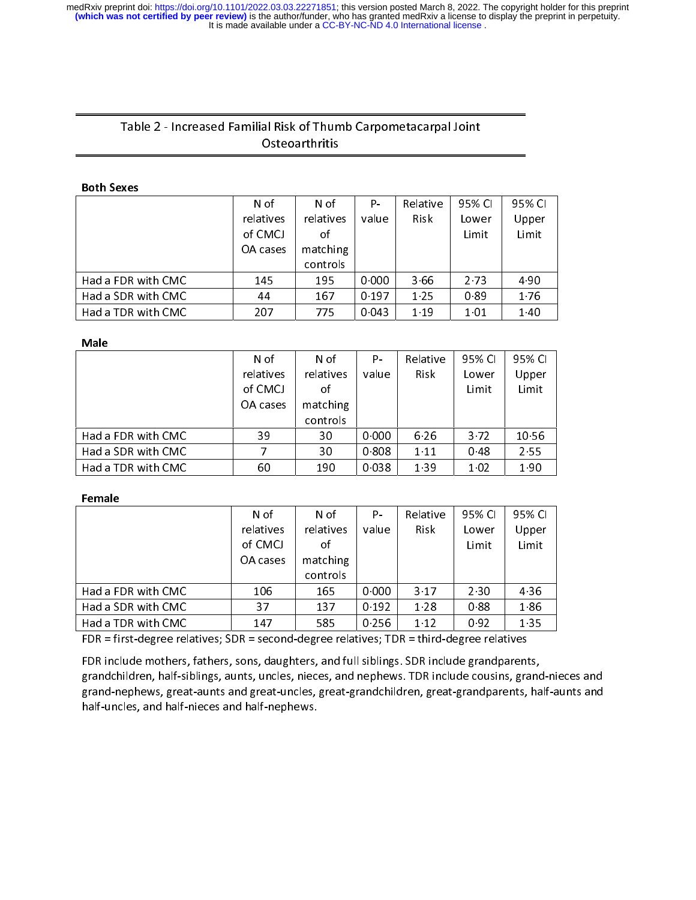## Table 2 - Increased Familial Risk of Thumb Carpometacarpal Joint Osteoarthritis

**Both Sexes**

| | N of relatives of CMCJ OA cases | N of relatives of matching controls | P-value | Relative Risk | 95% CI Lower Limit | 95% CI Upper Limit |
|---|---|---|---|---|---|---|
| Had a FDR with CMC | 145 | 195 | 0·000 | 3·66 | 2·73 | 4·90 |
| Had a SDR with CMC | 44 | 167 | 0·197 | 1·25 | 0·89 | 1·76 |
| Had a TDR with CMC | 207 | 775 | 0·043 | 1·19 | 1·01 | 1·40 |

**Male**

| | N of relatives of CMCJ OA cases | N of relatives of matching controls | P-value | Relative Risk | 95% CI Lower Limit | 95% CI Upper Limit |
|---|---|---|---|---|---|---|
| Had a FDR with CMC | 39 | 30 | 0·000 | 6·26 | 3·72 | 10·56 |
| Had a SDR with CMC | 7 | 30 | 0·808 | 1·11 | 0·48 | 2·55 |
| Had a TDR with CMC | 60 | 190 | 0·038 | 1·39 | 1·02 | 1·90 |

**Female**

| | N of relatives of CMCJ OA cases | N of relatives of matching controls | P-value | Relative Risk | 95% CI Lower Limit | 95% CI Upper Limit |
|---|---|---|---|---|---|---|
| Had a FDR with CMC | 106 | 165 | 0·000 | 3·17 | 2·30 | 4·36 |
| Had a SDR with CMC | 37 | 137 | 0·192 | 1·28 | 0·88 | 1·86 |
| Had a TDR with CMC | 147 | 585 | 0·256 | 1·12 | 0·92 | 1·35 |

FDR = first-degree relatives; SDR = second-degree relatives; TDR = third-degree relatives

FDR include mothers, fathers, sons, daughters, and full siblings. SDR include grandparents, grandchildren, half-siblings, aunts, uncles, nieces, and nephews. TDR include cousins, grand-nieces and grand-nephews, great-aunts and great-uncles, great-grandchildren, great-grandparents, half-aunts and half-uncles, and half-nieces and half-nephews.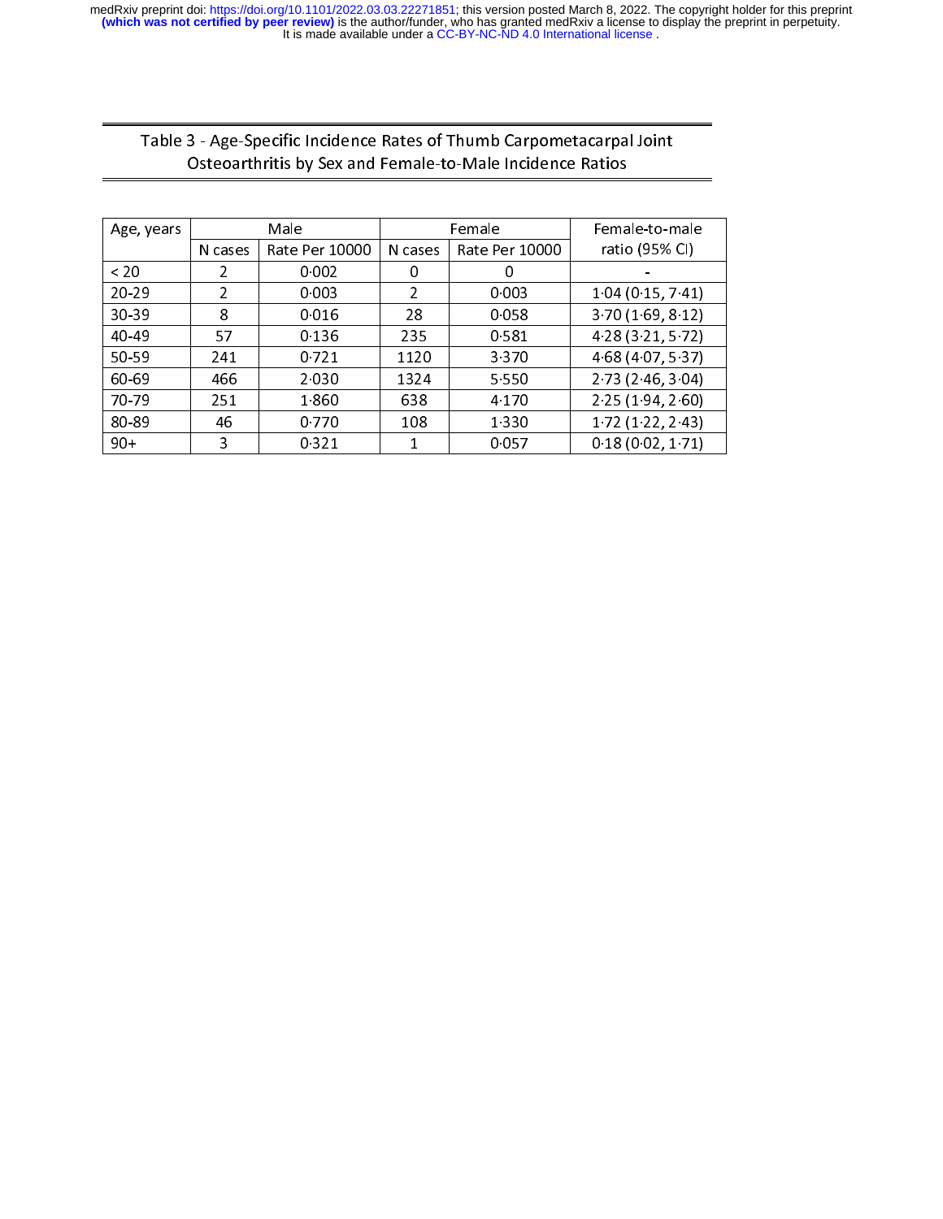Table 3 - Age-Specific Incidence Rates of Thumb Carpometacarpal Joint Osteoarthritis by Sex and Female-to-Male Incidence Ratios

| Age, years | Male | | Female | | Female-to-male ratio (95% CI) |
|---|---|---|---|---|---|
| | N cases | Rate Per 10000 | N cases | Rate Per 10000 | |
| < 20 | 2 | 0·002 | 0 | 0 | - |
| 20-29 | 2 | 0·003 | 2 | 0·003 | 1·04 (0·15, 7·41) |
| 30-39 | 8 | 0·016 | 28 | 0·058 | 3·70 (1·69, 8·12) |
| 40-49 | 57 | 0·136 | 235 | 0·581 | 4·28 (3·21, 5·72) |
| 50-59 | 241 | 0·721 | 1120 | 3·370 | 4·68 (4·07, 5·37) |
| 60-69 | 466 | 2·030 | 1324 | 5·550 | 2·73 (2·46, 3·04) |
| 70-79 | 251 | 1·860 | 638 | 4·170 | 2·25 (1·94, 2·60) |
| 80-89 | 46 | 0·770 | 108 | 1·330 | 1·72 (1·22, 2·43) |
| 90+ | 3 | 0·321 | 1 | 0·057 | 0·18 (0·02, 1·71) |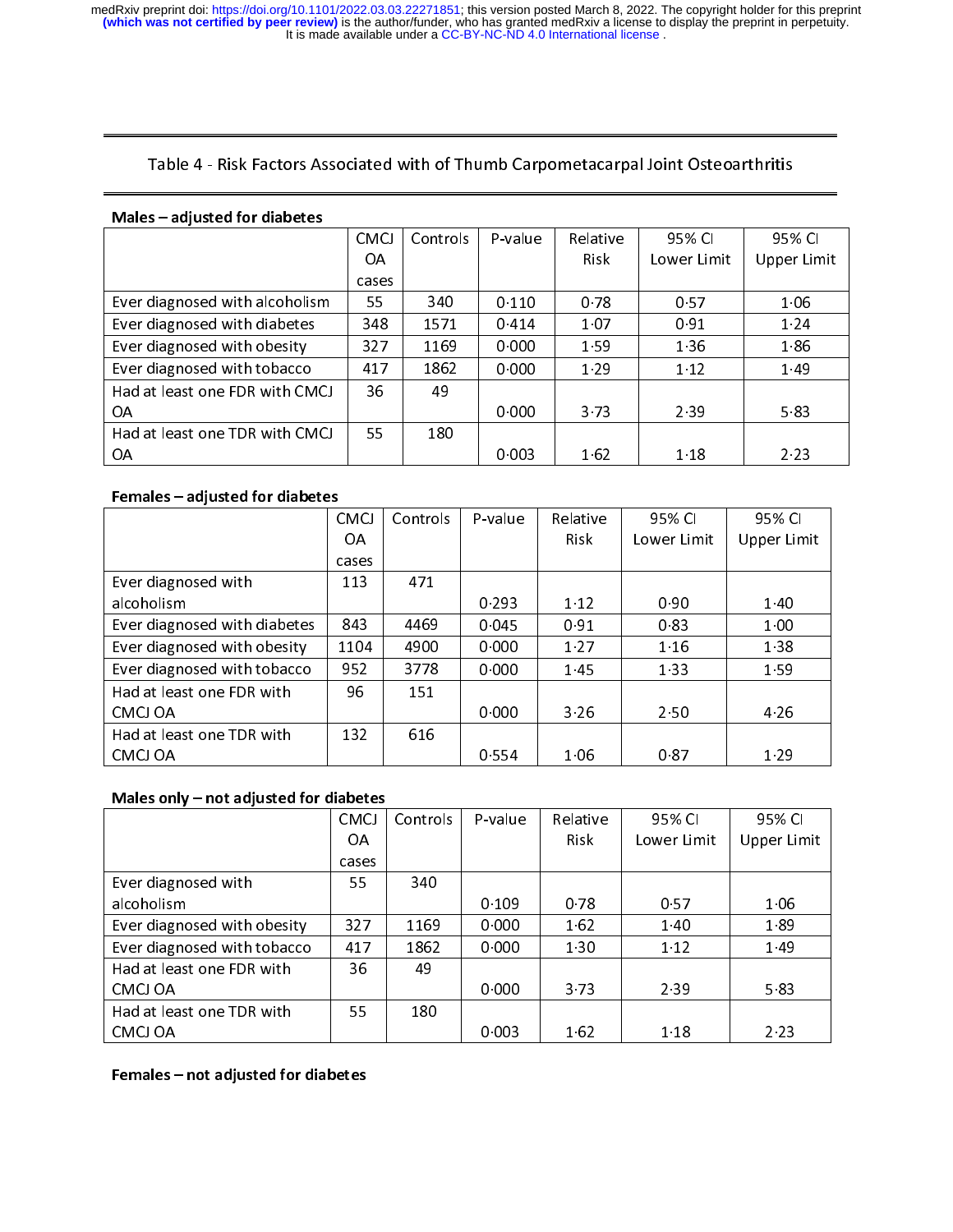## Table 4 - Risk Factors Associated with of Thumb Carpometacarpal Joint Osteoarthritis

**Males – adjusted for diabetes**

| | CMCJ OA cases | Controls | P-value | Relative Risk | 95% CI Lower Limit | 95% CI Upper Limit |
|---|---|---|---|---|---|---|
| Ever diagnosed with alcoholism | 55 | 340 | 0·110 | 0·78 | 0·57 | 1·06 |
| Ever diagnosed with diabetes | 348 | 1571 | 0·414 | 1·07 | 0·91 | 1·24 |
| Ever diagnosed with obesity | 327 | 1169 | 0·000 | 1·59 | 1·36 | 1·86 |
| Ever diagnosed with tobacco | 417 | 1862 | 0·000 | 1·29 | 1·12 | 1·49 |
| Had at least one FDR with CMCJ OA | 36 | 49 | 0·000 | 3·73 | 2·39 | 5·83 |
| Had at least one TDR with CMCJ OA | 55 | 180 | 0·003 | 1·62 | 1·18 | 2·23 |

**Females – adjusted for diabetes**

| | CMCJ OA cases | Controls | P-value | Relative Risk | 95% CI Lower Limit | 95% CI Upper Limit |
|---|---|---|---|---|---|---|
| Ever diagnosed with alcoholism | 113 | 471 | 0·293 | 1·12 | 0·90 | 1·40 |
| Ever diagnosed with diabetes | 843 | 4469 | 0·045 | 0·91 | 0·83 | 1·00 |
| Ever diagnosed with obesity | 1104 | 4900 | 0·000 | 1·27 | 1·16 | 1·38 |
| Ever diagnosed with tobacco | 952 | 3778 | 0·000 | 1·45 | 1·33 | 1·59 |
| Had at least one FDR with CMCJ OA | 96 | 151 | 0·000 | 3·26 | 2·50 | 4·26 |
| Had at least one TDR with CMCJ OA | 132 | 616 | 0·554 | 1·06 | 0·87 | 1·29 |

**Males only – not adjusted for diabetes**

| | CMCJ OA cases | Controls | P-value | Relative Risk | 95% CI Lower Limit | 95% CI Upper Limit |
|---|---|---|---|---|---|---|
| Ever diagnosed with alcoholism | 55 | 340 | 0·109 | 0·78 | 0·57 | 1·06 |
| Ever diagnosed with obesity | 327 | 1169 | 0·000 | 1·62 | 1·40 | 1·89 |
| Ever diagnosed with tobacco | 417 | 1862 | 0·000 | 1·30 | 1·12 | 1·49 |
| Had at least one FDR with CMCJ OA | 36 | 49 | 0·000 | 3·73 | 2·39 | 5·83 |
| Had at least one TDR with CMCJ OA | 55 | 180 | 0·003 | 1·62 | 1·18 | 2·23 |

**Females – not adjusted for diabetes**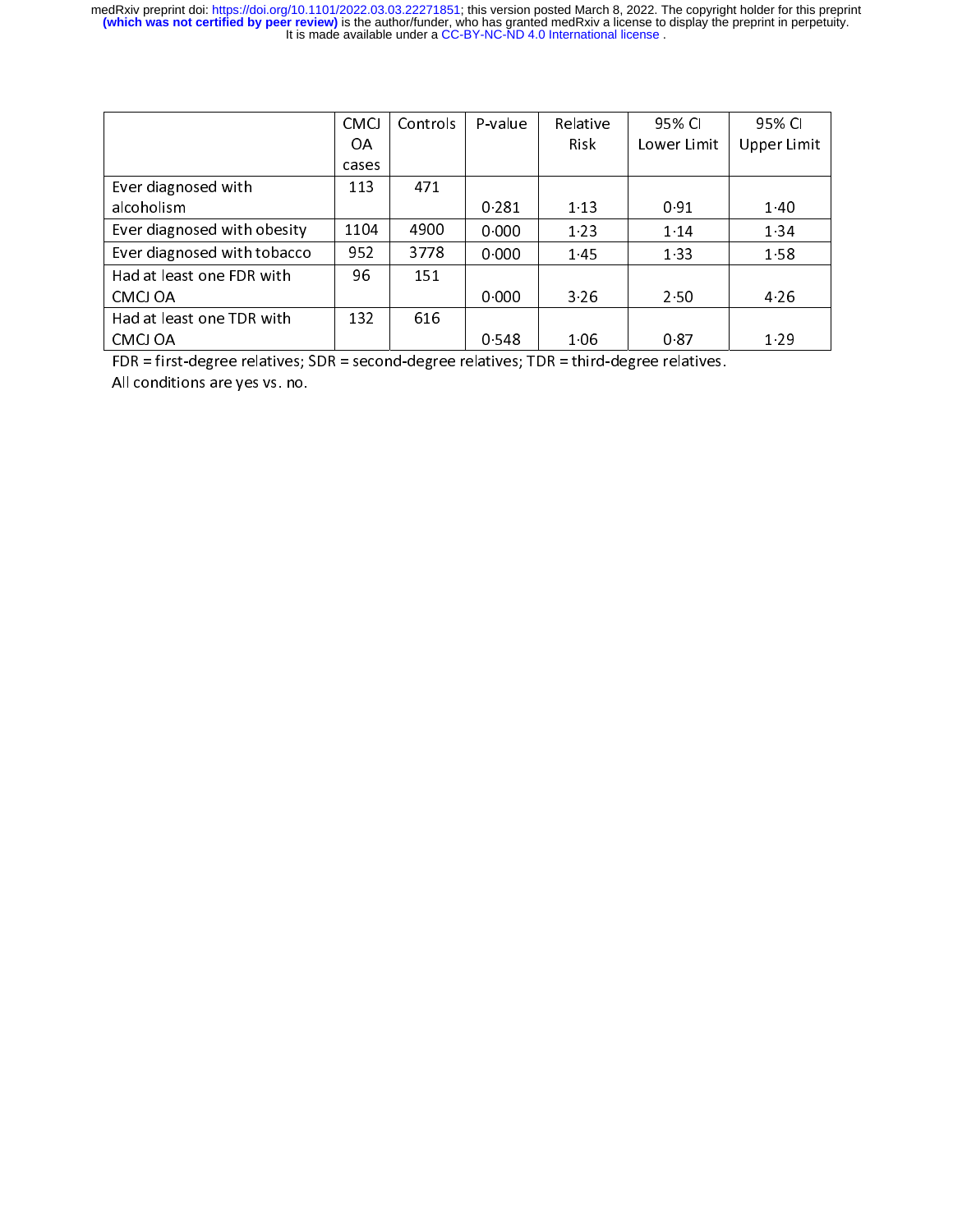| | CMCJ OA cases | Controls | P-value | Relative Risk | 95% CI Lower Limit | 95% CI Upper Limit |
|---|---|---|---|---|---|---|
| Ever diagnosed with alcoholism | 113 | 471 | 0·281 | 1·13 | 0·91 | 1·40 |
| Ever diagnosed with obesity | 1104 | 4900 | 0·000 | 1·23 | 1·14 | 1·34 |
| Ever diagnosed with tobacco | 952 | 3778 | 0·000 | 1·45 | 1·33 | 1·58 |
| Had at least one FDR with CMCJ OA | 96 | 151 | 0·000 | 3·26 | 2·50 | 4·26 |
| Had at least one TDR with CMCJ OA | 132 | 616 | 0·548 | 1·06 | 0·87 | 1·29 |

FDR = first-degree relatives; SDR = second-degree relatives; TDR = third-degree relatives.

All conditions are yes vs. no.